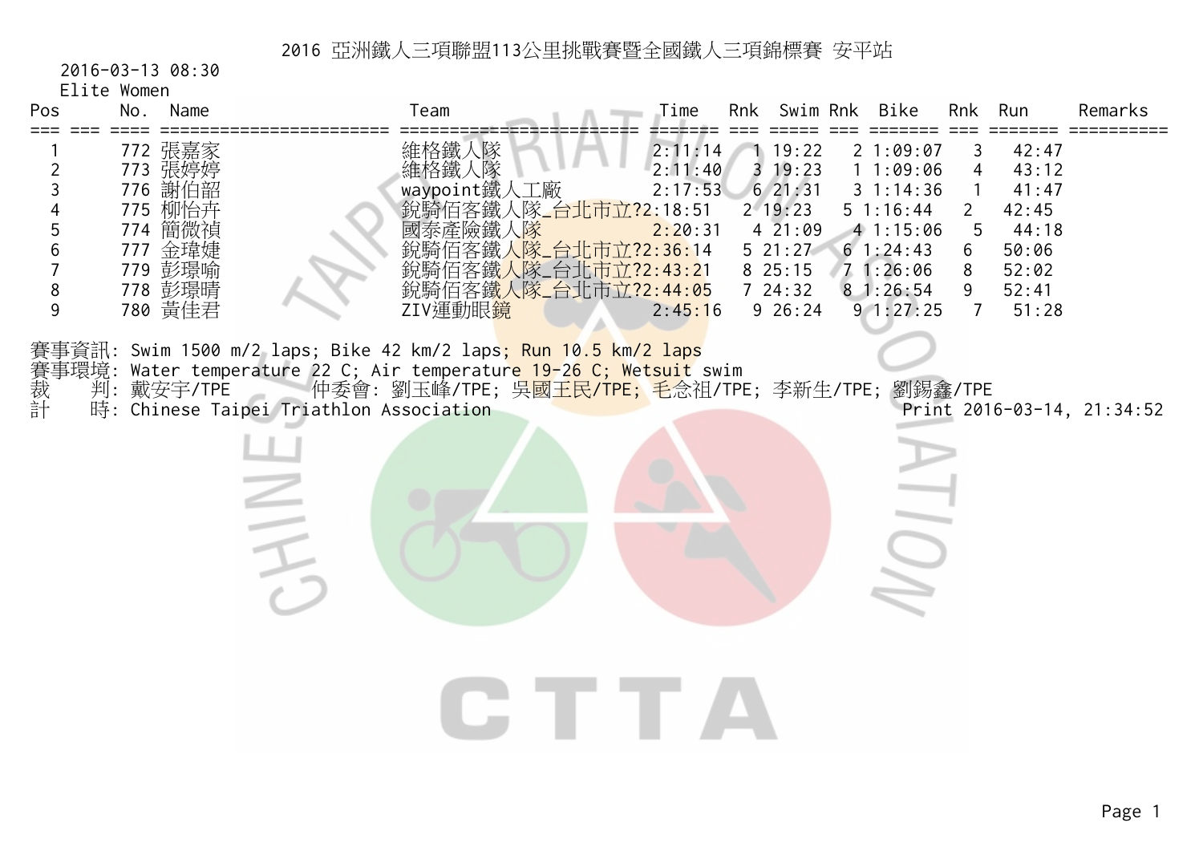# 2016 亞洲鐵人三項聯盟113公里挑戰賽暨全國鐵人三項錦標賽 安平站

2016-03-13 08:30

Elite Women

| Pos | No. | Name | Team | Time | Rnk | Swim | Rnk | Bike | Rnk | Run | Remarks |
|---|---|---|---|---|---|---|---|---|---|---|---|
| 1 | 772 | 張嘉家 | 維格鐵人隊 | 2:11:14 | 1 | 19:22 | 2 | 1:09:07 | 3 | 42:47 | |
| 2 | 773 | 張婷婷 | 維格鐵人隊 | 2:11:40 | 3 | 19:23 | 1 | 1:09:06 | 4 | 43:12 | |
| 3 | 776 | 謝伯韶 | waypoint鐵人工廠 | 2:17:53 | 6 | 21:31 | 3 | 1:14:36 | 1 | 41:47 | |
| 4 | 775 | 柳怡卉 | 銳騎佰客鐵人隊_台北市立? | 2:18:51 | 2 | 19:23 | 5 | 1:16:44 | 2 | 42:45 | |
| 5 | 774 | 簡微禎 | 國泰產險鐵人隊 | 2:20:31 | 4 | 21:09 | 4 | 1:15:06 | 5 | 44:18 | |
| 6 | 777 | 金瑋婕 | 銳騎佰客鐵人隊_台北市立? | 2:36:14 | 5 | 21:27 | 6 | 1:24:43 | 6 | 50:06 | |
| 7 | 779 | 彭璟喻 | 銳騎佰客鐵人隊_台北市立? | 2:43:21 | 8 | 25:15 | 7 | 1:26:06 | 8 | 52:02 | |
| 8 | 778 | 彭璟晴 | 銳騎佰客鐵人隊_台北市立? | 2:44:05 | 7 | 24:32 | 8 | 1:26:54 | 9 | 52:41 | |
| 9 | 780 | 黃佳君 | ZIV運動眼鏡 | 2:45:16 | 9 | 26:24 | 9 | 1:27:25 | 7 | 51:28 | |

賽事資訊: Swim 1500 m/2 laps; Bike 42 km/2 laps; Run 10.5 km/2 laps

賽事環境: Water temperature 22 C; Air temperature 19-26 C; Wetsuit swim

裁　判: 戴安宇/TPE　　仲委會: 劉玉峰/TPE; 吳國王民/TPE; 毛念祖/TPE; 李新生/TPE; 劉錫鑫/TPE

計　時: Chinese Taipei Triathlon Association　　Print 2016-03-14, 21:34:52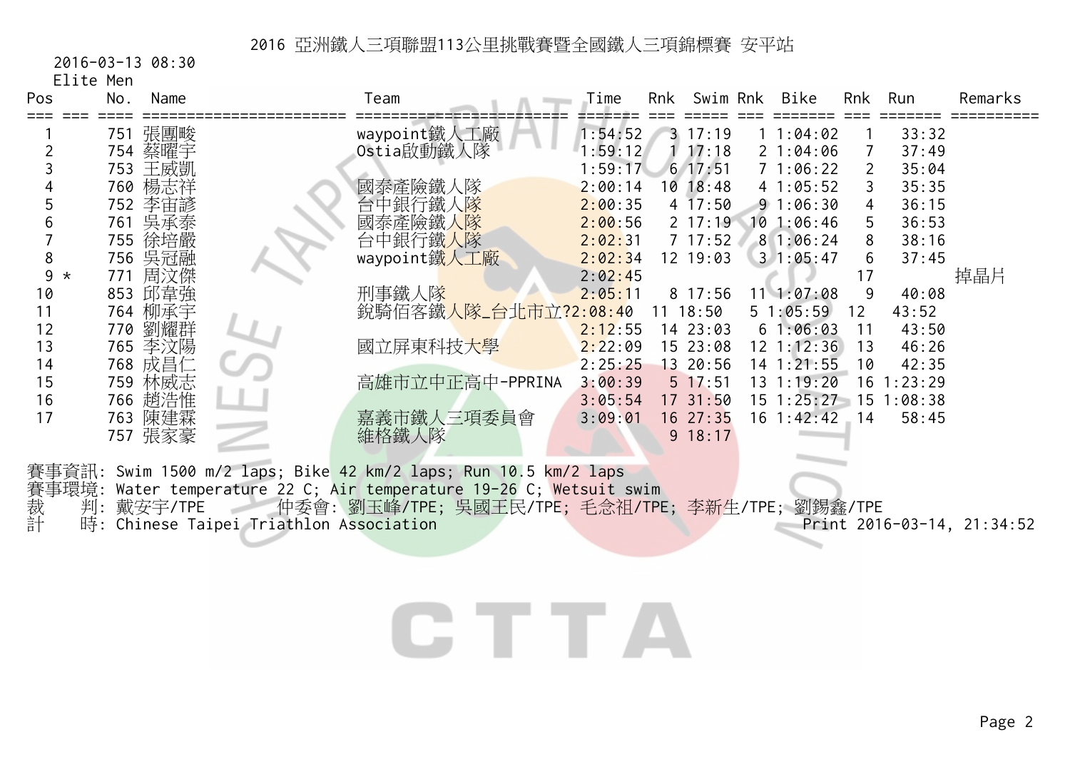# 2016 亞洲鐵人三項聯盟113公里挑戰賽暨全國鐵人三項錦標賽 安平站

2016-03-13 08:30

Elite Men

| Pos | No. | Name | Team | Time | Rnk | Swim | Rnk | Bike | Rnk | Run | Remarks |
|---|---|---|---|---|---|---|---|---|---|---|---|
| 1 | 751 | 張團畯 | waypoint鐵人工廠 | 1:54:52 | 3 | 17:19 | 1 | 1:04:02 | 1 | 33:32 | |
| 2 | 754 | 蔡曜宇 | Ostia啟動鐵人隊 | 1:59:12 | 1 | 17:18 | 2 | 1:04:06 | 7 | 37:49 | |
| 3 | 753 | 王威凱 | | 1:59:17 | 6 | 17:51 | 7 | 1:06:22 | 2 | 35:04 | |
| 4 | 760 | 楊志祥 | 國泰產險鐵人隊 | 2:00:14 | 10 | 18:48 | 4 | 1:05:52 | 3 | 35:35 | |
| 5 | 752 | 李宙諺 | 台中銀行鐵人隊 | 2:00:35 | 4 | 17:50 | 9 | 1:06:30 | 4 | 36:15 | |
| 6 | 761 | 吳承泰 | 國泰產險鐵人隊 | 2:00:56 | 2 | 17:19 | 10 | 1:06:46 | 5 | 36:53 | |
| 7 | 755 | 徐培嚴 | 台中銀行鐵人隊 | 2:02:31 | 7 | 17:52 | 8 | 1:06:24 | 8 | 38:16 | |
| 8 | 756 | 吳冠融 | waypoint鐵人工廠 | 2:02:34 | 12 | 19:03 | 3 | 1:05:47 | 6 | 37:45 | |
| 9 * | 771 | 周汶傑 | | 2:02:45 | | | | | 17 | | 掉晶片 |
| 10 | 853 | 邱韋強 | 刑事鐵人隊 | 2:05:11 | 8 | 17:56 | 11 | 1:07:08 | 9 | 40:08 | |
| 11 | 764 | 柳承宇 | 銳騎佰客鐵人隊_台北市立? | 2:08:40 | 11 | 18:50 | 5 | 1:05:59 | 12 | 43:52 | |
| 12 | 770 | 劉耀群 | | 2:12:55 | 14 | 23:03 | 6 | 1:06:03 | 11 | 43:50 | |
| 13 | 765 | 李汶陽 | 國立屏東科技大學 | 2:22:09 | 15 | 23:08 | 12 | 1:12:36 | 13 | 46:26 | |
| 14 | 768 | 成昌仁 | | 2:25:25 | 13 | 20:56 | 14 | 1:21:55 | 10 | 42:35 | |
| 15 | 759 | 林威志 | 高雄市立中正高中-PPRINA | 3:00:39 | 5 | 17:51 | 13 | 1:19:20 | 16 | 1:23:29 | |
| 16 | 766 | 趙浩惟 | | 3:05:54 | 17 | 31:50 | 15 | 1:25:27 | 15 | 1:08:38 | |
| 17 | 763 | 陳建霖 | 嘉義市鐵人三項委員會 | 3:09:01 | 16 | 27:35 | 16 | 1:42:42 | 14 | 58:45 | |
| | 757 | 張家豪 | 維格鐵人隊 | | 9 | 18:17 | | | | | |

賽事資訊: Swim 1500 m/2 laps; Bike 42 km/2 laps; Run 10.5 km/2 laps

賽事環境: Water temperature 22 C; Air temperature 19-26 C; Wetsuit swim

裁　判: 戴安宇/TPE　　仲委會: 劉玉峰/TPE; 吳國王民/TPE; 毛念祖/TPE; 李新生/TPE; 劉錫鑫/TPE

計　時: Chinese Taipei Triathlon Association　　Print 2016-03-14, 21:34:52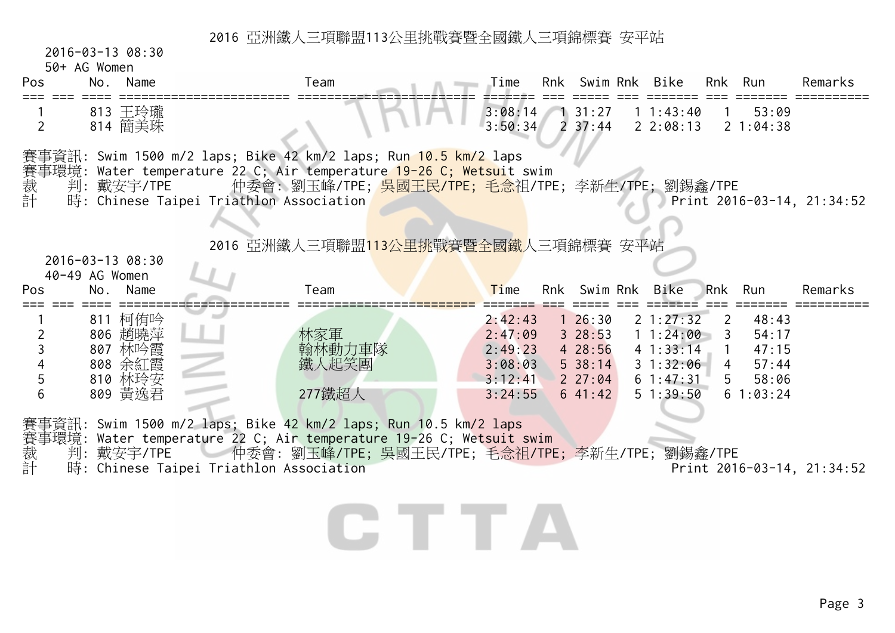## 2016 亞洲鐵人三項聯盟113公里挑戰賽暨全國鐵人三項錦標賽 安平站

2016-03-13 08:30

50+ AG Women

| Pos | No. | Name | Team | Time | Rnk | Swim | Rnk | Bike | Rnk | Run | Remarks |
|---|---|---|---|---|---|---|---|---|---|---|---|
| 1 | 813 | 王玲瓏 | | 3:08:14 | 1 | 31:27 | 1 | 1:43:40 | 1 | 53:09 | |
| 2 | 814 | 簡美珠 | | 3:50:34 | 2 | 37:44 | 2 | 2:08:13 | 2 | 1:04:38 | |

賽事資訊: Swim 1500 m/2 laps; Bike 42 km/2 laps; Run 10.5 km/2 laps
賽事環境: Water temperature 22 C; Air temperature 19-26 C; Wetsuit swim
裁　判: 戴安宇/TPE　　仲委會: 劉玉峰/TPE; 吳國王民/TPE; 毛念祖/TPE; 李新生/TPE; 劉錫鑫/TPE
計　時: Chinese Taipei Triathlon Association　　Print 2016-03-14, 21:34:52

## 2016 亞洲鐵人三項聯盟113公里挑戰賽暨全國鐵人三項錦標賽 安平站

2016-03-13 08:30

40-49 AG Women

| Pos | No. | Name | Team | Time | Rnk | Swim | Rnk | Bike | Rnk | Run | Remarks |
|---|---|---|---|---|---|---|---|---|---|---|---|
| 1 | 811 | 柯侑吟 | | 2:42:43 | 1 | 26:30 | 2 | 1:27:32 | 2 | 48:43 | |
| 2 | 806 | 趙曉萍 | 林家軍 | 2:47:09 | 3 | 28:53 | 1 | 1:24:00 | 3 | 54:17 | |
| 3 | 807 | 林吟霞 | 翰林動力車隊 | 2:49:23 | 4 | 28:56 | 4 | 1:33:14 | 1 | 47:15 | |
| 4 | 808 | 余紅霞 | 鐵人起笑團 | 3:08:03 | 5 | 38:14 | 3 | 1:32:06 | 4 | 57:44 | |
| 5 | 810 | 林玲安 | | 3:12:41 | 2 | 27:04 | 6 | 1:47:31 | 5 | 58:06 | |
| 6 | 809 | 黃逸君 | 277鐵超人 | 3:24:55 | 6 | 41:42 | 5 | 1:39:50 | 6 | 1:03:24 | |

賽事資訊: Swim 1500 m/2 laps; Bike 42 km/2 laps; Run 10.5 km/2 laps
賽事環境: Water temperature 22 C; Air temperature 19-26 C; Wetsuit swim
裁　判: 戴安宇/TPE　　仲委會: 劉玉峰/TPE; 吳國王民/TPE; 毛念祖/TPE; 李新生/TPE; 劉錫鑫/TPE
計　時: Chinese Taipei Triathlon Association　　Print 2016-03-14, 21:34:52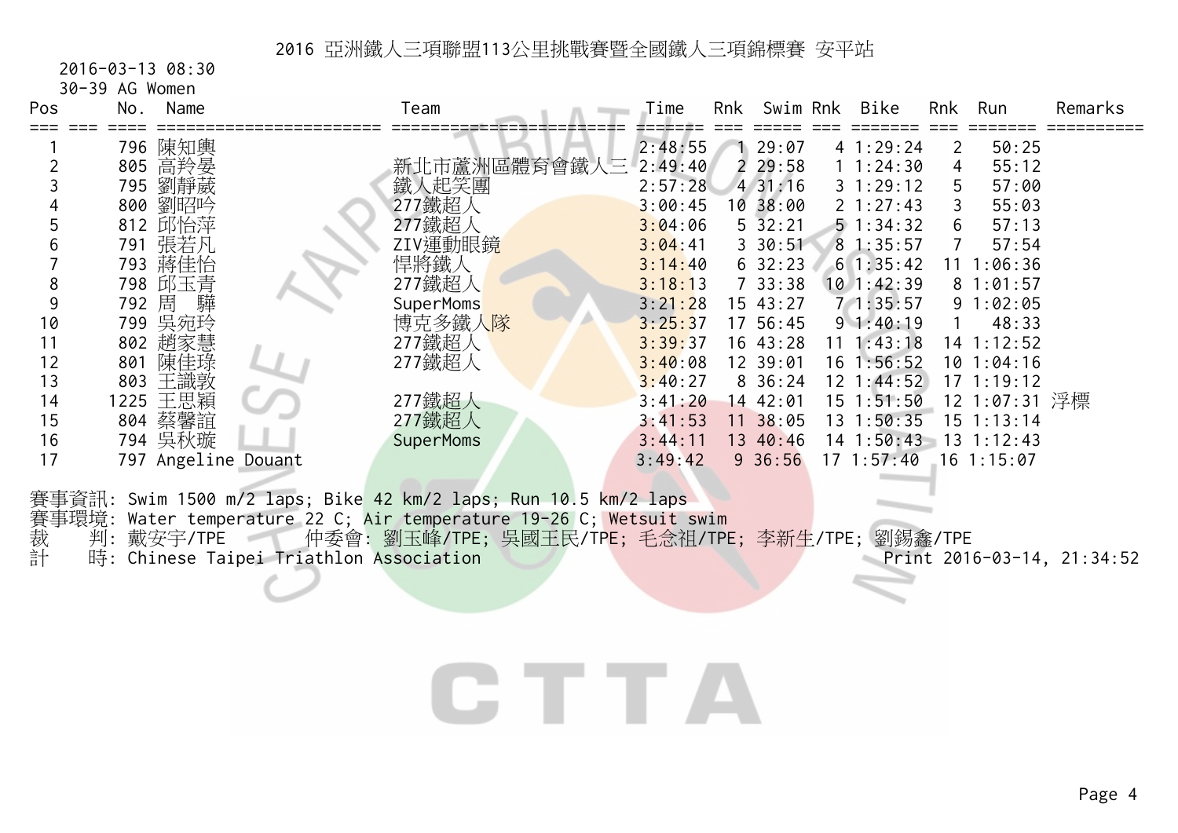# 2016 亞洲鐵人三項聯盟113公里挑戰賽暨全國鐵人三項錦標賽 安平站

2016-03-13 08:30

30-39 AG Women

| Pos | No. | Name | Team | Time | Rnk | Swim | Rnk | Bike | Rnk | Run | Remarks |
|---|---|---|---|---|---|---|---|---|---|---|---|
| 1 | 796 | 陳知興 | | 2:48:55 | 1 | 29:07 | 4 | 1:29:24 | 2 | 50:25 | |
| 2 | 805 | 高羚晏 | 新北市蘆洲區體育會鐵人三 | 2:49:40 | 2 | 29:58 | 1 | 1:24:30 | 4 | 55:12 | |
| 3 | 795 | 劉靜葳 | 鐵人起笑團 | 2:57:28 | 4 | 31:16 | 3 | 1:29:12 | 5 | 57:00 | |
| 4 | 800 | 劉昭吟 | 277鐵超人 | 3:00:45 | 10 | 38:00 | 2 | 1:27:43 | 3 | 55:03 | |
| 5 | 812 | 邱怡萍 | 277鐵超人 | 3:04:06 | 5 | 32:21 | 5 | 1:34:32 | 6 | 57:13 | |
| 6 | 791 | 張若凡 | ZIV運動眼鏡 | 3:04:41 | 3 | 30:51 | 8 | 1:35:57 | 7 | 57:54 | |
| 7 | 793 | 蔣佳怡 | 悍將鐵人 | 3:14:40 | 6 | 32:23 | 6 | 1:35:42 | 11 | 1:06:36 | |
| 8 | 798 | 邱玉青 | 277鐵超人 | 3:18:13 | 7 | 33:38 | 10 | 1:42:39 | 8 | 1:01:57 | |
| 9 | 792 | 周　驊 | SuperMoms | 3:21:28 | 15 | 43:27 | 7 | 1:35:57 | 9 | 1:02:05 | |
| 10 | 799 | 吳宛玲 | 博克多鐵人隊 | 3:25:37 | 17 | 56:45 | 9 | 1:40:19 | 1 | 48:33 | |
| 11 | 802 | 趙家慧 | 277鐵超人 | 3:39:37 | 16 | 43:28 | 11 | 1:43:18 | 14 | 1:12:52 | |
| 12 | 801 | 陳佳琭 | 277鐵超人 | 3:40:08 | 12 | 39:01 | 16 | 1:56:52 | 10 | 1:04:16 | |
| 13 | 803 | 王識敦 | | 3:40:27 | 8 | 36:24 | 12 | 1:44:52 | 17 | 1:19:12 | |
| 14 | 1225 | 王思穎 | 277鐵超人 | 3:41:20 | 14 | 42:01 | 15 | 1:51:50 | 12 | 1:07:31 | 浮標 |
| 15 | 804 | 蔡馨誼 | 277鐵超人 | 3:41:53 | 11 | 38:05 | 13 | 1:50:35 | 15 | 1:13:14 | |
| 16 | 794 | 吳秋璇 | SuperMoms | 3:44:11 | 13 | 40:46 | 14 | 1:50:43 | 13 | 1:12:43 | |
| 17 | 797 | Angeline Douant | | 3:49:42 | 9 | 36:56 | 17 | 1:57:40 | 16 | 1:15:07 | |

賽事資訊: Swim 1500 m/2 laps; Bike 42 km/2 laps; Run 10.5 km/2 laps

賽事環境: Water temperature 22 C; Air temperature 19-26 C; Wetsuit swim

裁　判: 戴安宇/TPE　仲委會: 劉玉峰/TPE; 吳國王民/TPE; 毛念祖/TPE; 李新生/TPE; 劉錫鑫/TPE

計　時: Chinese Taipei Triathlon Association　Print 2016-03-14, 21:34:52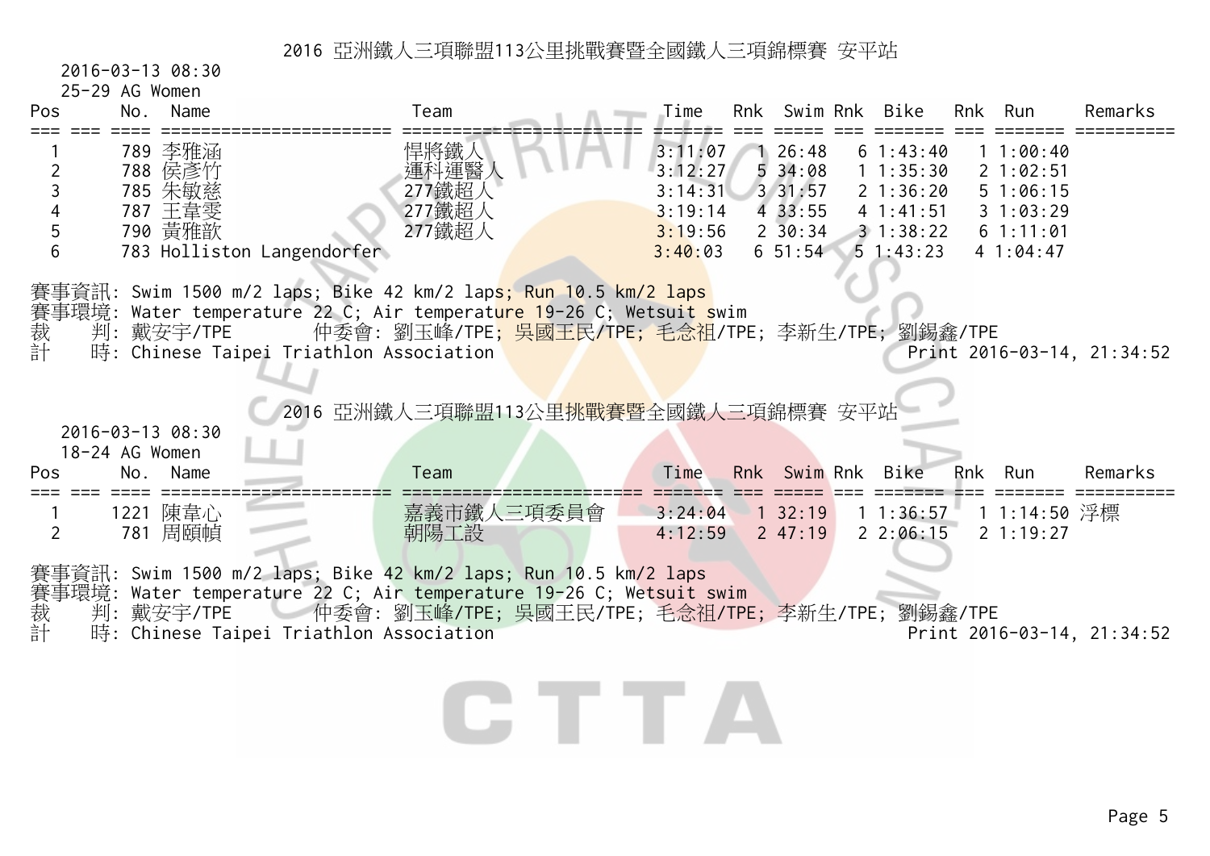## 2016 亞洲鐵人三項聯盟113公里挑戰賽暨全國鐵人三項錦標賽 安平站

2016-03-13 08:30

25-29 AG Women

| Pos | No. | Name | Team | Time | Rnk | Swim | Rnk | Bike | Rnk | Run | Remarks |
|---|---|---|---|---|---|---|---|---|---|---|---|
| 1 | 789 | 李雅涵 | 悍將鐵人 | 3:11:07 | 1 | 26:48 | 6 | 1:43:40 | 1 | 1:00:40 | |
| 2 | 788 | 侯彥竹 | 運科運醫人 | 3:12:27 | 5 | 34:08 | 1 | 1:35:30 | 2 | 1:02:51 | |
| 3 | 785 | 朱敏慈 | 277鐵超人 | 3:14:31 | 3 | 31:57 | 2 | 1:36:20 | 5 | 1:06:15 | |
| 4 | 787 | 王韋雯 | 277鐵超人 | 3:19:14 | 4 | 33:55 | 4 | 1:41:51 | 3 | 1:03:29 | |
| 5 | 790 | 黃雅歆 | 277鐵超人 | 3:19:56 | 2 | 30:34 | 3 | 1:38:22 | 6 | 1:11:01 | |
| 6 | 783 | Holliston Langendorfer | | 3:40:03 | 6 | 51:54 | 5 | 1:43:23 | 4 | 1:04:47 | |

賽事資訊: Swim 1500 m/2 laps; Bike 42 km/2 laps; Run 10.5 km/2 laps
賽事環境: Water temperature 22 C; Air temperature 19-26 C; Wetsuit swim
裁　　判: 戴安宇/TPE　　仲委會: 劉玉峰/TPE; 吳國王民/TPE; 毛念祖/TPE; 李新生/TPE; 劉錫鑫/TPE
計　　時: Chinese Taipei Triathlon Association　　Print 2016-03-14, 21:34:52

## 2016 亞洲鐵人三項聯盟113公里挑戰賽暨全國鐵人三項錦標賽 安平站

2016-03-13 08:30

18-24 AG Women

| Pos | No. | Name | Team | Time | Rnk | Swim | Rnk | Bike | Rnk | Run | Remarks |
|---|---|---|---|---|---|---|---|---|---|---|---|
| 1 | 1221 | 陳韋心 | 嘉義市鐵人三項委員會 | 3:24:04 | 1 | 32:19 | 1 | 1:36:57 | 1 | 1:14:50 | 浮標 |
| 2 | 781 | 周頤幀 | 朝陽工設 | 4:12:59 | 2 | 47:19 | 2 | 2:06:15 | 2 | 1:19:27 | |

賽事資訊: Swim 1500 m/2 laps; Bike 42 km/2 laps; Run 10.5 km/2 laps
賽事環境: Water temperature 22 C; Air temperature 19-26 C; Wetsuit swim
裁　　判: 戴安宇/TPE　　仲委會: 劉玉峰/TPE; 吳國王民/TPE; 毛念祖/TPE; 李新生/TPE; 劉錫鑫/TPE
計　　時: Chinese Taipei Triathlon Association　　Print 2016-03-14, 21:34:52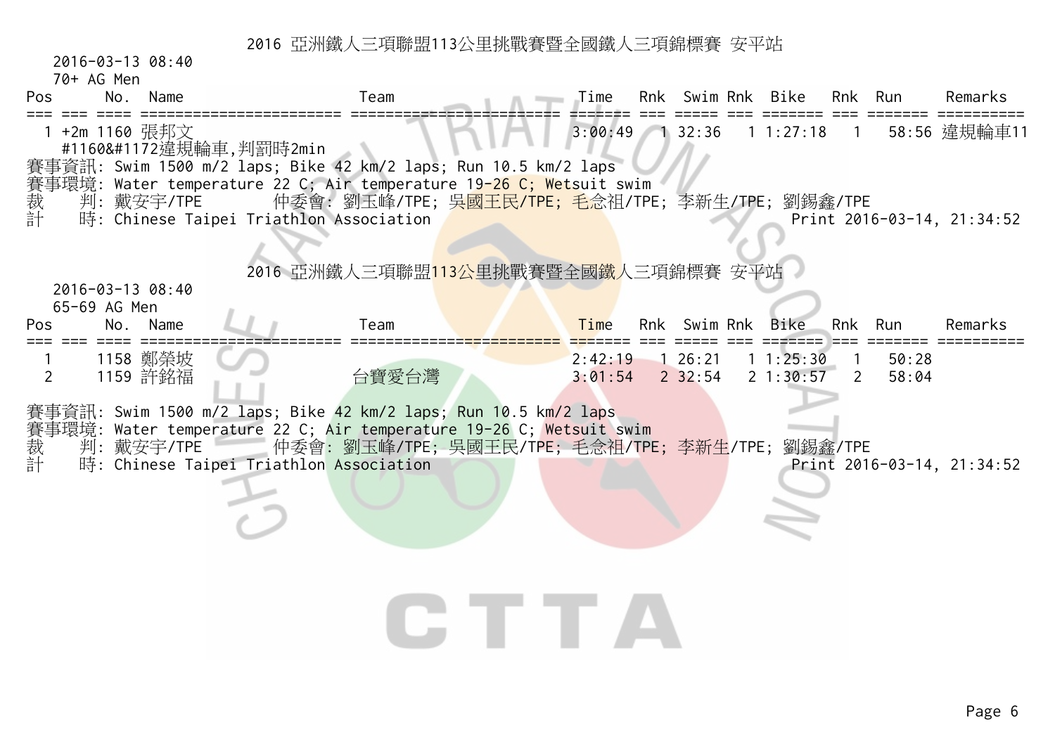## 2016 亞洲鐵人三項聯盟113公里挑戰賽暨全國鐵人三項錦標賽 安平站

2016-03-13 08:40

70+ AG Men

| Pos | | No. | Name | Team | Time | Rnk | Swim | Rnk | Bike | Rnk | Run | Remarks |
|---|---|---|---|---|---|---|---|---|---|---|---|---|
| 1 | +2m | 1160 | 張邦文 | | 3:00:49 | 1 | 32:36 | 1 | 1:27:18 | 1 | 58:56 | 違規輪車11 |

#1160&#1172違規輪車,判罰時2min

賽事資訊: Swim 1500 m/2 laps; Bike 42 km/2 laps; Run 10.5 km/2 laps

賽事環境: Water temperature 22 C; Air temperature 19-26 C; Wetsuit swim

裁　判: 戴安宇/TPE　　仲委會: 劉玉峰/TPE; 吳國王民/TPE; 毛念祖/TPE; 李新生/TPE; 劉錫鑫/TPE

計　時: Chinese Taipei Triathlon Association　　Print 2016-03-14, 21:34:52

## 2016 亞洲鐵人三項聯盟113公里挑戰賽暨全國鐵人三項錦標賽 安平站

2016-03-13 08:40

65-69 AG Men

| Pos | | No. | Name | Team | Time | Rnk | Swim | Rnk | Bike | Rnk | Run | Remarks |
|---|---|---|---|---|---|---|---|---|---|---|---|---|
| 1 | | 1158 | 鄭榮坡 | | 2:42:19 | 1 | 26:21 | 1 | 1:25:30 | 1 | 50:28 | |
| 2 | | 1159 | 許銘福 | 台寶愛台灣 | 3:01:54 | 2 | 32:54 | 2 | 1:30:57 | 2 | 58:04 | |

賽事資訊: Swim 1500 m/2 laps; Bike 42 km/2 laps; Run 10.5 km/2 laps

賽事環境: Water temperature 22 C; Air temperature 19-26 C; Wetsuit swim

裁　判: 戴安宇/TPE　　仲委會: 劉玉峰/TPE; 吳國王民/TPE; 毛念祖/TPE; 李新生/TPE; 劉錫鑫/TPE

計　時: Chinese Taipei Triathlon Association　　Print 2016-03-14, 21:34:52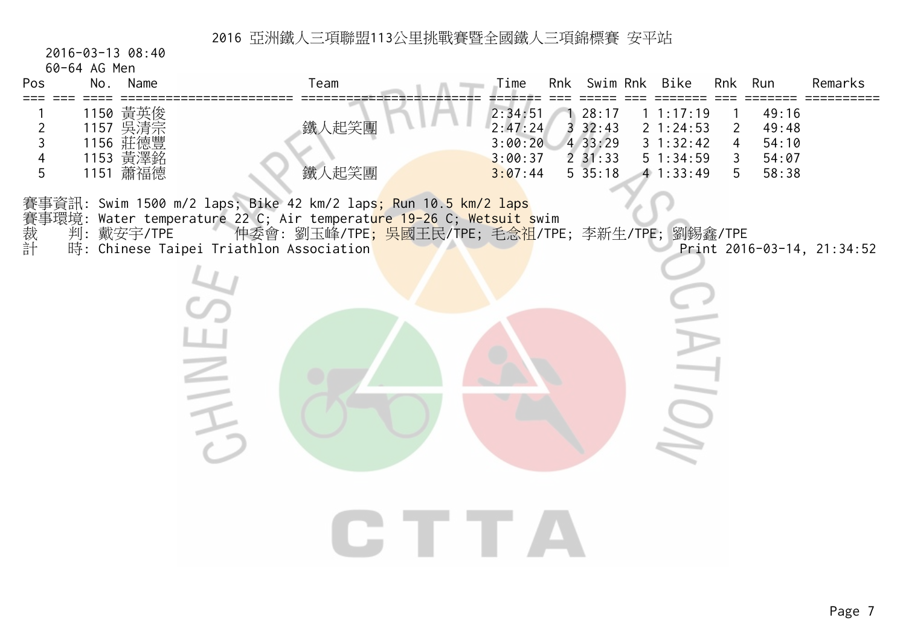# 2016 亞洲鐵人三項聯盟113公里挑戰賽暨全國鐵人三項錦標賽 安平站

2016-03-13 08:40

60-64 AG Men

| Pos | No. | Name | Team | Time | Rnk | Swim | Rnk | Bike | Rnk | Run | Remarks |
|---|---|---|---|---|---|---|---|---|---|---|---|
| 1 | 1150 | 黃英俊 | | 2:34:51 | 1 | 28:17 | 1 | 1:17:19 | 1 | 49:16 | |
| 2 | 1157 | 吳清宗 | 鐵人起笑團 | 2:47:24 | 3 | 32:43 | 2 | 1:24:53 | 2 | 49:48 | |
| 3 | 1156 | 莊德豐 | | 3:00:20 | 4 | 33:29 | 3 | 1:32:42 | 4 | 54:10 | |
| 4 | 1153 | 黃澤銘 | | 3:00:37 | 2 | 31:33 | 5 | 1:34:59 | 3 | 54:07 | |
| 5 | 1151 | 蕭福德 | 鐵人起笑團 | 3:07:44 | 5 | 35:18 | 4 | 1:33:49 | 5 | 58:38 | |

賽事資訊: Swim 1500 m/2 laps; Bike 42 km/2 laps; Run 10.5 km/2 laps

賽事環境: Water temperature 22 C; Air temperature 19-26 C; Wetsuit swim

裁　　判: 戴安宇/TPE　　仲委會: 劉玉峰/TPE; 吳國王民/TPE; 毛念祖/TPE; 李新生/TPE; 劉錫鑫/TPE

計　　時: Chinese Taipei Triathlon Association　　Print 2016-03-14, 21:34:52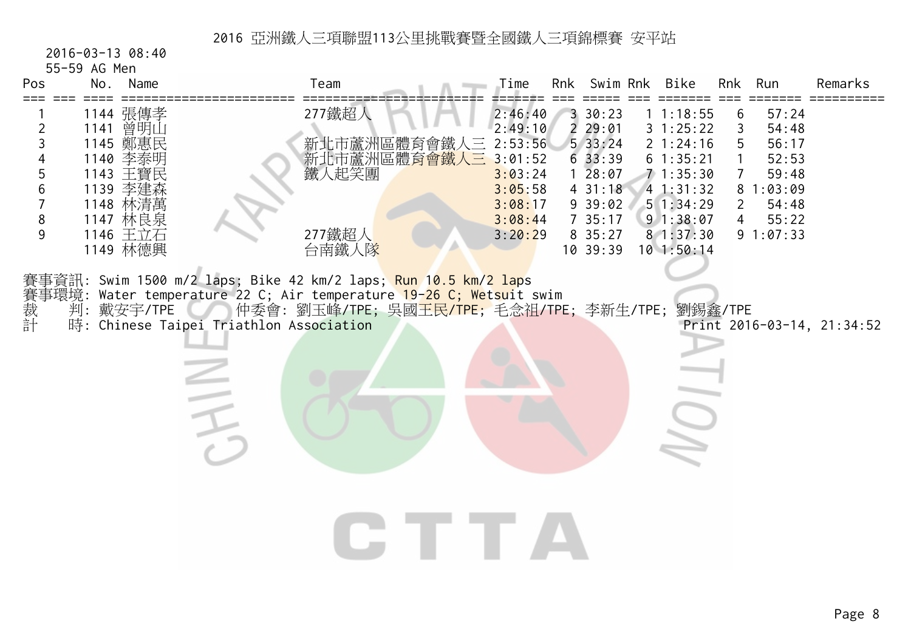# 2016 亞洲鐵人三項聯盟113公里挑戰賽暨全國鐵人三項錦標賽 安平站

2016-03-13 08:40

55-59 AG Men

| Pos | No. | Name | Team | Time | Rnk | Swim | Rnk | Bike | Rnk | Run | Remarks |
|---|---|---|---|---|---|---|---|---|---|---|---|
| 1 | 1144 | 張傳孝 | 277鐵超人 | 2:46:40 | 3 | 30:23 | 1 | 1:18:55 | 6 | 57:24 | |
| 2 | 1141 | 曾明山 | | 2:49:10 | 2 | 29:01 | 3 | 1:25:22 | 3 | 54:48 | |
| 3 | 1145 | 鄭惠民 | 新北市蘆洲區體育會鐵人三 | 2:53:56 | 5 | 33:24 | 2 | 1:24:16 | 5 | 56:17 | |
| 4 | 1140 | 李泰明 | 新北市蘆洲區體育會鐵人三 | 3:01:52 | 6 | 33:39 | 6 | 1:35:21 | 1 | 52:53 | |
| 5 | 1143 | 王寶民 | 鐵人起笑團 | 3:03:24 | 1 | 28:07 | 7 | 1:35:30 | 7 | 59:48 | |
| 6 | 1139 | 李建森 | | 3:05:58 | 4 | 31:18 | 4 | 1:31:32 | 8 | 1:03:09 | |
| 7 | 1148 | 林清萬 | | 3:08:17 | 9 | 39:02 | 5 | 1:34:29 | 2 | 54:48 | |
| 8 | 1147 | 林良泉 | | 3:08:44 | 7 | 35:17 | 9 | 1:38:07 | 4 | 55:22 | |
| 9 | 1146 | 王立石 | 277鐵超人 | 3:20:29 | 8 | 35:27 | 8 | 1:37:30 | 9 | 1:07:33 | |
| | 1149 | 林德興 | 台南鐵人隊 | | 10 | 39:39 | 10 | 1:50:14 | | | |

賽事資訊: Swim 1500 m/2 laps; Bike 42 km/2 laps; Run 10.5 km/2 laps

賽事環境: Water temperature 22 C; Air temperature 19-26 C; Wetsuit swim

裁　判: 戴安宇/TPE　　仲委會: 劉玉峰/TPE; 吳國王民/TPE; 毛念祖/TPE; 李新生/TPE; 劉錫鑫/TPE

計　時: Chinese Taipei Triathlon Association　　Print 2016-03-14, 21:34:52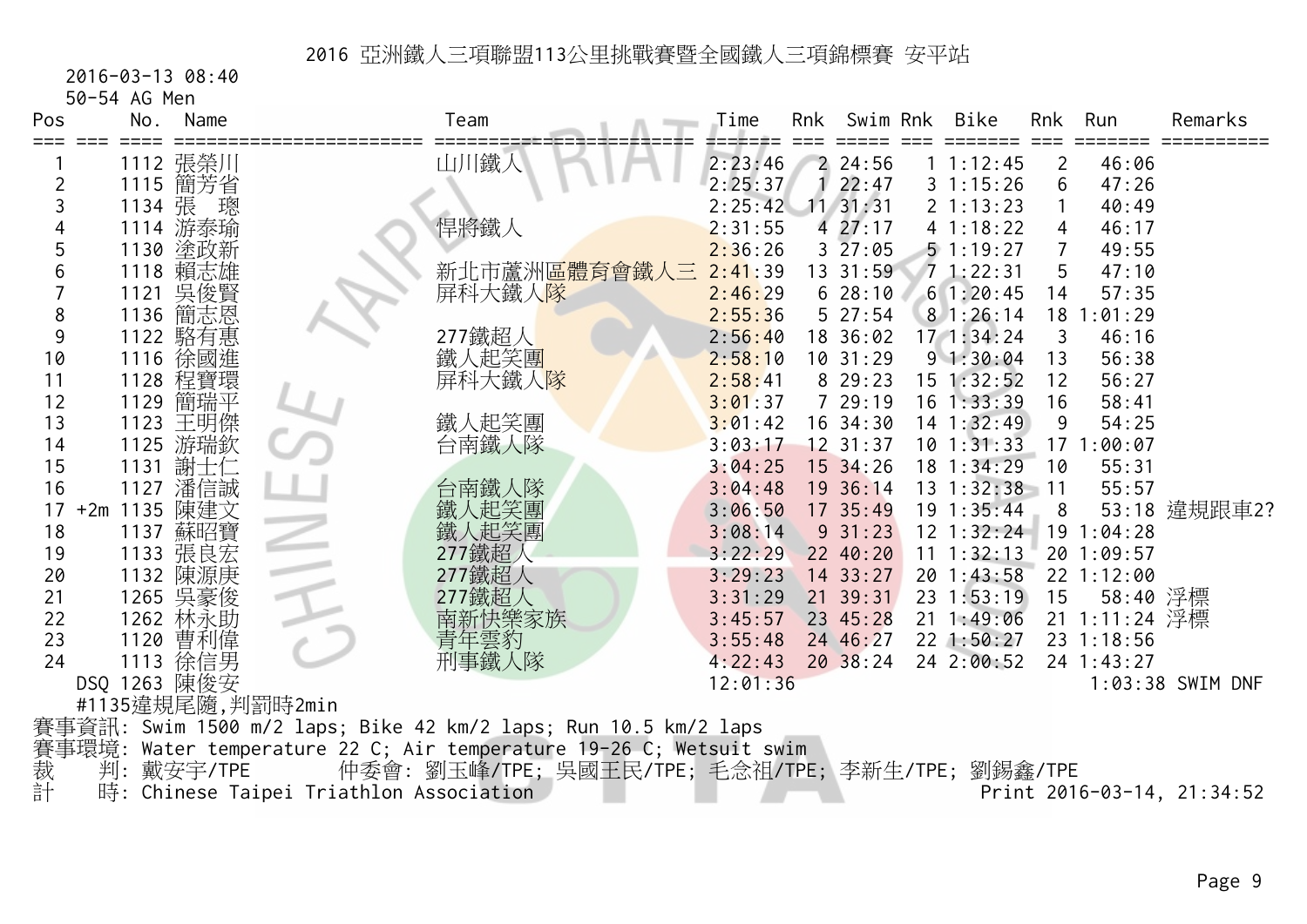# 2016 亞洲鐵人三項聯盟113公里挑戰賽暨全國鐵人三項錦標賽 安平站

2016-03-13 08:40

50-54 AG Men

| Pos | | No. | Name | Team | Time | Rnk | Swim | Rnk | Bike | Rnk | Run | Remarks |
|---|---|---|---|---|---|---|---|---|---|---|---|---|
| 1 | | 1112 | 張榮川 | 山川鐵人 | 2:23:46 | 2 | 24:56 | 1 | 1:12:45 | 2 | 46:06 | |
| 2 | | 1115 | 簡芳省 | | 2:25:37 | 1 | 22:47 | 3 | 1:15:26 | 6 | 47:26 | |
| 3 | | 1134 | 張 璁 | | 2:25:42 | 11 | 31:31 | 2 | 1:13:23 | 1 | 40:49 | |
| 4 | | 1114 | 游泰瑜 | 悍將鐵人 | 2:31:55 | 4 | 27:17 | 4 | 1:18:22 | 4 | 46:17 | |
| 5 | | 1130 | 塗政新 | | 2:36:26 | 3 | 27:05 | 5 | 1:19:27 | 7 | 49:55 | |
| 6 | | 1118 | 賴志雄 | 新北市蘆洲區體育會鐵人三 | 2:41:39 | 13 | 31:59 | 7 | 1:22:31 | 5 | 47:10 | |
| 7 | | 1121 | 吳俊賢 | 屏科大鐵人隊 | 2:46:29 | 6 | 28:10 | 6 | 1:20:45 | 14 | 57:35 | |
| 8 | | 1136 | 簡志恩 | | 2:55:36 | 5 | 27:54 | 8 | 1:26:14 | 18 | 1:01:29 | |
| 9 | | 1122 | 駱有惠 | 277鐵超人 | 2:56:40 | 18 | 36:02 | 17 | 1:34:24 | 3 | 46:16 | |
| 10 | | 1116 | 徐國進 | 鐵人起笑團 | 2:58:10 | 10 | 31:29 | 9 | 1:30:04 | 13 | 56:38 | |
| 11 | | 1128 | 程寶環 | 屏科大鐵人隊 | 2:58:41 | 8 | 29:23 | 15 | 1:32:52 | 12 | 56:27 | |
| 12 | | 1129 | 簡瑞平 | | 3:01:37 | 7 | 29:19 | 16 | 1:33:39 | 16 | 58:41 | |
| 13 | | 1123 | 王明傑 | 鐵人起笑團 | 3:01:42 | 16 | 34:30 | 14 | 1:32:49 | 9 | 54:25 | |
| 14 | | 1125 | 游瑞欽 | 台南鐵人隊 | 3:03:17 | 12 | 31:37 | 10 | 1:31:33 | 17 | 1:00:07 | |
| 15 | | 1131 | 謝士仁 | | 3:04:25 | 15 | 34:26 | 18 | 1:34:29 | 10 | 55:31 | |
| 16 | | 1127 | 潘信誠 | 台南鐵人隊 | 3:04:48 | 19 | 36:14 | 13 | 1:32:38 | 11 | 55:57 | |
| 17 | +2m | 1135 | 陳建文 | 鐵人起笑團 | 3:06:50 | 17 | 35:49 | 19 | 1:35:44 | 8 | 53:18 | 違規跟車2? |
| 18 | | 1137 | 蘇昭寶 | 鐵人起笑團 | 3:08:14 | 9 | 31:23 | 12 | 1:32:24 | 19 | 1:04:28 | |
| 19 | | 1133 | 張良宏 | 277鐵超人 | 3:22:29 | 22 | 40:20 | 11 | 1:32:13 | 20 | 1:09:57 | |
| 20 | | 1132 | 陳源庚 | 277鐵超人 | 3:29:23 | 14 | 33:27 | 20 | 1:43:58 | 22 | 1:12:00 | |
| 21 | | 1265 | 吳豪俊 | 277鐵超人 | 3:31:29 | 21 | 39:31 | 23 | 1:53:19 | 15 | 58:40 | 浮標 |
| 22 | | 1262 | 林永助 | 南新快樂家族 | 3:45:57 | 23 | 45:28 | 21 | 1:49:06 | 21 | 1:11:24 | 浮標 |
| 23 | | 1120 | 曹利偉 | 青年雲豹 | 3:55:48 | 24 | 46:27 | 22 | 1:50:27 | 23 | 1:18:56 | |
| 24 | | 1113 | 徐信男 | 刑事鐵人隊 | 4:22:43 | 20 | 38:24 | 24 | 2:00:52 | 24 | 1:43:27 | |
| DSQ | | 1263 | 陳俊安 | | 12:01:36 | | | | | | 1:03:38 | SWIM DNF |

#1135違規尾隨,判罰時2min

賽事資訊: Swim 1500 m/2 laps; Bike 42 km/2 laps; Run 10.5 km/2 laps

賽事環境: Water temperature 22 C; Air temperature 19-26 C; Wetsuit swim

裁　判: 戴安宇/TPE　　仲委會: 劉玉峰/TPE; 吳國王民/TPE; 毛念祖/TPE; 李新生/TPE; 劉錫鑫/TPE

計　時: Chinese Taipei Triathlon Association　　Print 2016-03-14, 21:34:52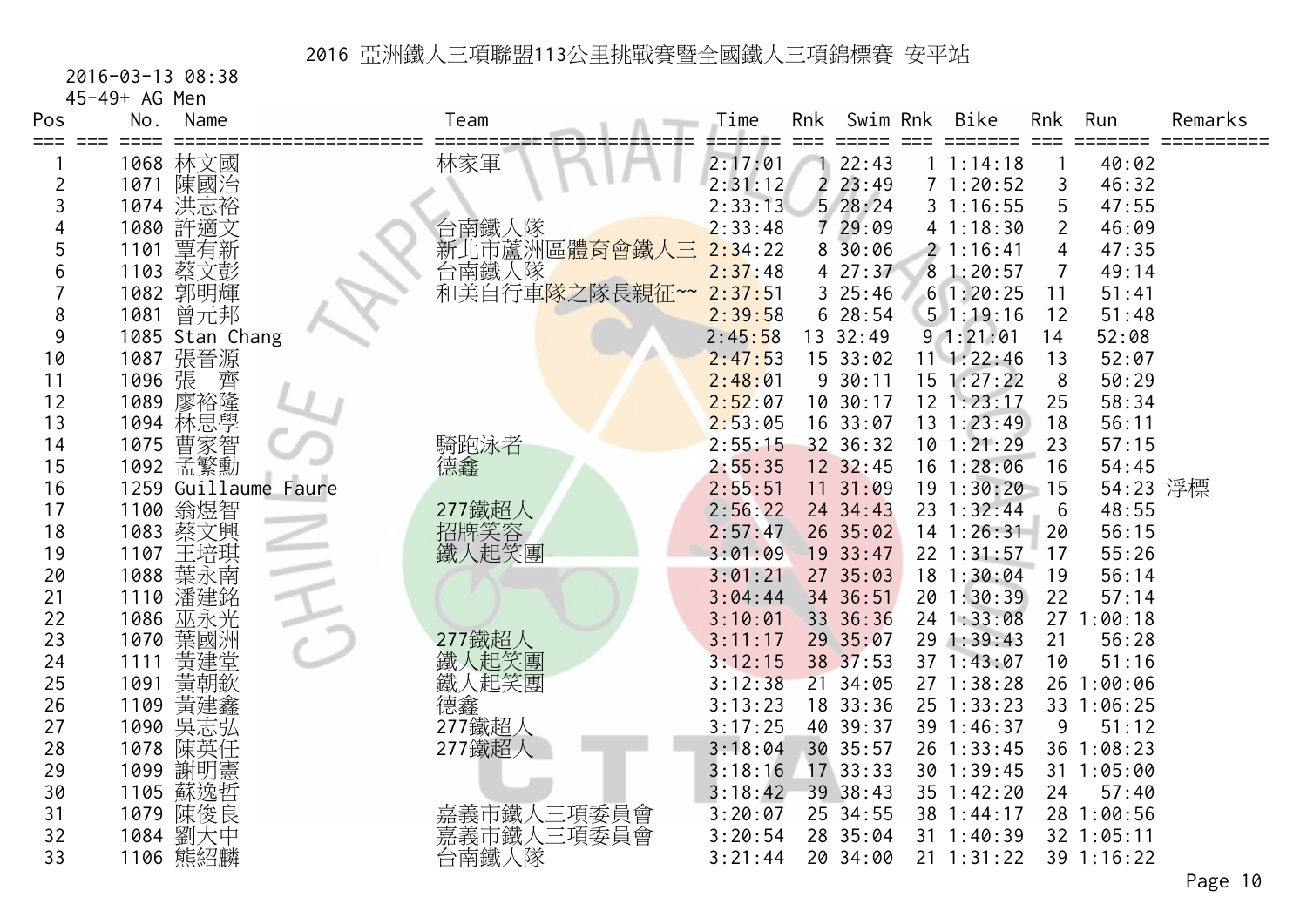# 2016 亞洲鐵人三項聯盟113公里挑戰賽暨全國鐵人三項錦標賽 安平站

2016-03-13 08:38

45-49+ AG Men

| Pos | No. | Name | Team | Time | Rnk | Swim | Rnk | Bike | Rnk | Run | Remarks |
|---|---|---|---|---|---|---|---|---|---|---|---|
| 1 | 1068 | 林文國 | 林家軍 | 2:17:01 | 1 | 22:43 | 1 | 1:14:18 | 1 | 40:02 | |
| 2 | 1071 | 陳國治 | | 2:31:12 | 2 | 23:49 | 7 | 1:20:52 | 3 | 46:32 | |
| 3 | 1074 | 洪志裕 | | 2:33:13 | 5 | 28:24 | 3 | 1:16:55 | 5 | 47:55 | |
| 4 | 1080 | 許適文 | 台南鐵人隊 | 2:33:48 | 7 | 29:09 | 4 | 1:18:30 | 2 | 46:09 | |
| 5 | 1101 | 覃有新 | 新北市蘆洲區體育會鐵人三 | 2:34:22 | 8 | 30:06 | 2 | 1:16:41 | 4 | 47:35 | |
| 6 | 1103 | 蔡文彭 | 台南鐵人隊 | 2:37:48 | 4 | 27:37 | 8 | 1:20:57 | 7 | 49:14 | |
| 7 | 1082 | 郭明輝 | 和美自行車隊之隊長親征~~ | 2:37:51 | 3 | 25:46 | 6 | 1:20:25 | 11 | 51:41 | |
| 8 | 1081 | 曾元邦 | | 2:39:58 | 6 | 28:54 | 5 | 1:19:16 | 12 | 51:48 | |
| 9 | 1085 | Stan Chang | | 2:45:58 | 13 | 32:49 | 9 | 1:21:01 | 14 | 52:08 | |
| 10 | 1087 | 張晉源 | | 2:47:53 | 15 | 33:02 | 11 | 1:22:46 | 13 | 52:07 | |
| 11 | 1096 | 張　齊 | | 2:48:01 | 9 | 30:11 | 15 | 1:27:22 | 8 | 50:29 | |
| 12 | 1089 | 廖裕隆 | | 2:52:07 | 10 | 30:17 | 12 | 1:23:17 | 25 | 58:34 | |
| 13 | 1094 | 林思學 | | 2:53:05 | 16 | 33:07 | 13 | 1:23:49 | 18 | 56:11 | |
| 14 | 1075 | 曹家智 | 騎跑泳者 | 2:55:15 | 32 | 36:32 | 10 | 1:21:29 | 23 | 57:15 | |
| 15 | 1092 | 孟繁勳 | 德鑫 | 2:55:35 | 12 | 32:45 | 16 | 1:28:06 | 16 | 54:45 | |
| 16 | 1259 | Guillaume Faure | | 2:55:51 | 11 | 31:09 | 19 | 1:30:20 | 15 | 54:23 | 浮標 |
| 17 | 1100 | 翁煜智 | 277鐵超人 | 2:56:22 | 24 | 34:43 | 23 | 1:32:44 | 6 | 48:55 | |
| 18 | 1083 | 蔡文興 | 招牌笑容 | 2:57:47 | 26 | 35:02 | 14 | 1:26:31 | 20 | 56:15 | |
| 19 | 1107 | 王培琪 | 鐵人起笑團 | 3:01:09 | 19 | 33:47 | 22 | 1:31:57 | 17 | 55:26 | |
| 20 | 1088 | 葉永南 | | 3:01:21 | 27 | 35:03 | 18 | 1:30:04 | 19 | 56:14 | |
| 21 | 1110 | 潘建銘 | | 3:04:44 | 34 | 36:51 | 20 | 1:30:39 | 22 | 57:14 | |
| 22 | 1086 | 巫永光 | | 3:10:01 | 33 | 36:36 | 24 | 1:33:08 | 27 | 1:00:18 | |
| 23 | 1070 | 葉國洲 | 277鐵超人 | 3:11:17 | 29 | 35:07 | 29 | 1:39:43 | 21 | 56:28 | |
| 24 | 1111 | 黃建堂 | 鐵人起笑團 | 3:12:15 | 38 | 37:53 | 37 | 1:43:07 | 10 | 51:16 | |
| 25 | 1091 | 黃朝欽 | 鐵人起笑團 | 3:12:38 | 21 | 34:05 | 27 | 1:38:28 | 26 | 1:00:06 | |
| 26 | 1109 | 黃建鑫 | 德鑫 | 3:13:23 | 18 | 33:36 | 25 | 1:33:23 | 33 | 1:06:25 | |
| 27 | 1090 | 吳志弘 | 277鐵超人 | 3:17:25 | 40 | 39:37 | 39 | 1:46:37 | 9 | 51:12 | |
| 28 | 1078 | 陳英任 | 277鐵超人 | 3:18:04 | 30 | 35:57 | 26 | 1:33:45 | 36 | 1:08:23 | |
| 29 | 1099 | 謝明憲 | | 3:18:16 | 17 | 33:33 | 30 | 1:39:45 | 31 | 1:05:00 | |
| 30 | 1105 | 蘇逸哲 | | 3:18:42 | 39 | 38:43 | 35 | 1:42:20 | 24 | 57:40 | |
| 31 | 1079 | 陳俊良 | 嘉義市鐵人三項委員會 | 3:20:07 | 25 | 34:55 | 38 | 1:44:17 | 28 | 1:00:56 | |
| 32 | 1084 | 劉大中 | 嘉義市鐵人三項委員會 | 3:20:54 | 28 | 35:04 | 31 | 1:40:39 | 32 | 1:05:11 | |
| 33 | 1106 | 熊紹麟 | 台南鐵人隊 | 3:21:44 | 20 | 34:00 | 21 | 1:31:22 | 39 | 1:16:22 | |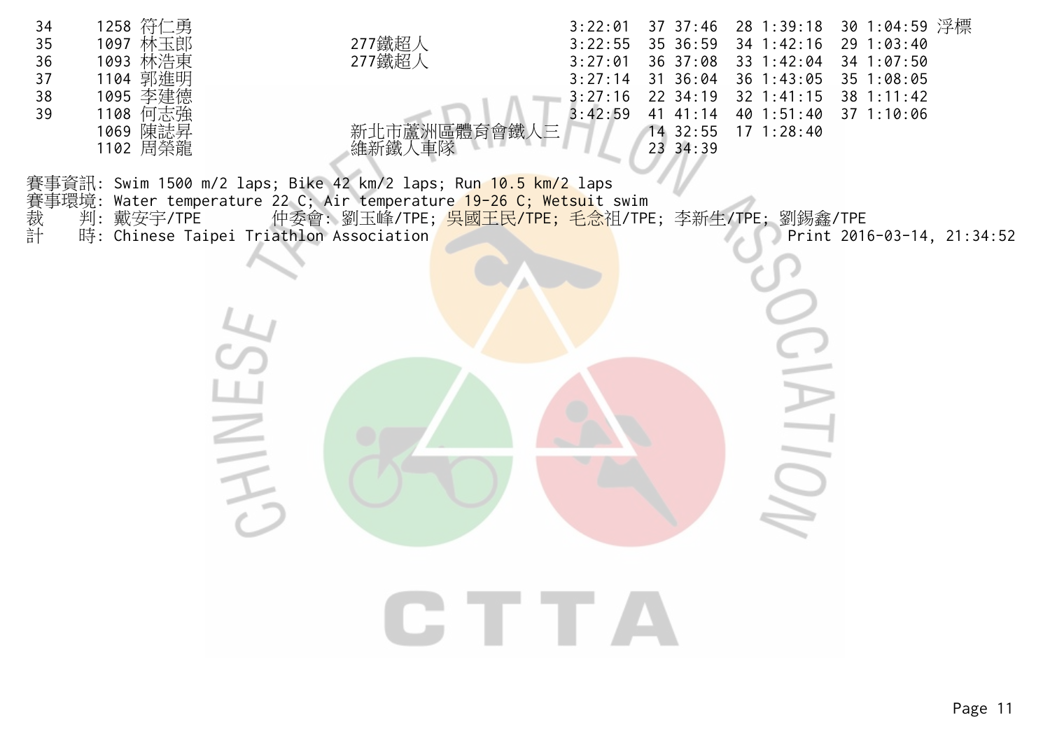| | | | | | | | | | | | |
|---|---|---|---|---|---|---|---|---|---|---|---|
| 34 | 1258 | 符仁勇 | | 3:22:01 | 37 | 37:46 | 28 | 1:39:18 | 30 | 1:04:59 | 浮標 |
| 35 | 1097 | 林玉郎 | 277鐵超人 | 3:22:55 | 35 | 36:59 | 34 | 1:42:16 | 29 | 1:03:40 | |
| 36 | 1093 | 林浩東 | 277鐵超人 | 3:27:01 | 36 | 37:08 | 33 | 1:42:04 | 34 | 1:07:50 | |
| 37 | 1104 | 郭進明 | | 3:27:14 | 31 | 36:04 | 36 | 1:43:05 | 35 | 1:08:05 | |
| 38 | 1095 | 李建德 | | 3:27:16 | 22 | 34:19 | 32 | 1:41:15 | 38 | 1:11:42 | |
| 39 | 1108 | 何志強 | | 3:42:59 | 41 | 41:14 | 40 | 1:51:40 | 37 | 1:10:06 | |
| | 1069 | 陳誌昇 | 新北市蘆洲區體育會鐵人三 | | 14 | 32:55 | 17 | 1:28:40 | | | |
| | 1102 | 周榮龍 | 維新鐵人車隊 | | 23 | 34:39 | | | | | |

賽事資訊: Swim 1500 m/2 laps; Bike 42 km/2 laps; Run 10.5 km/2 laps
賽事環境: Water temperature 22 C; Air temperature 19-26 C; Wetsuit swim
裁　判: 戴安宇/TPE　仲委會: 劉玉峰/TPE; 吳國王民/TPE; 毛念祖/TPE; 李新生/TPE; 劉錫鑫/TPE
計　時: Chinese Taipei Triathlon Association　Print 2016-03-14, 21:34:52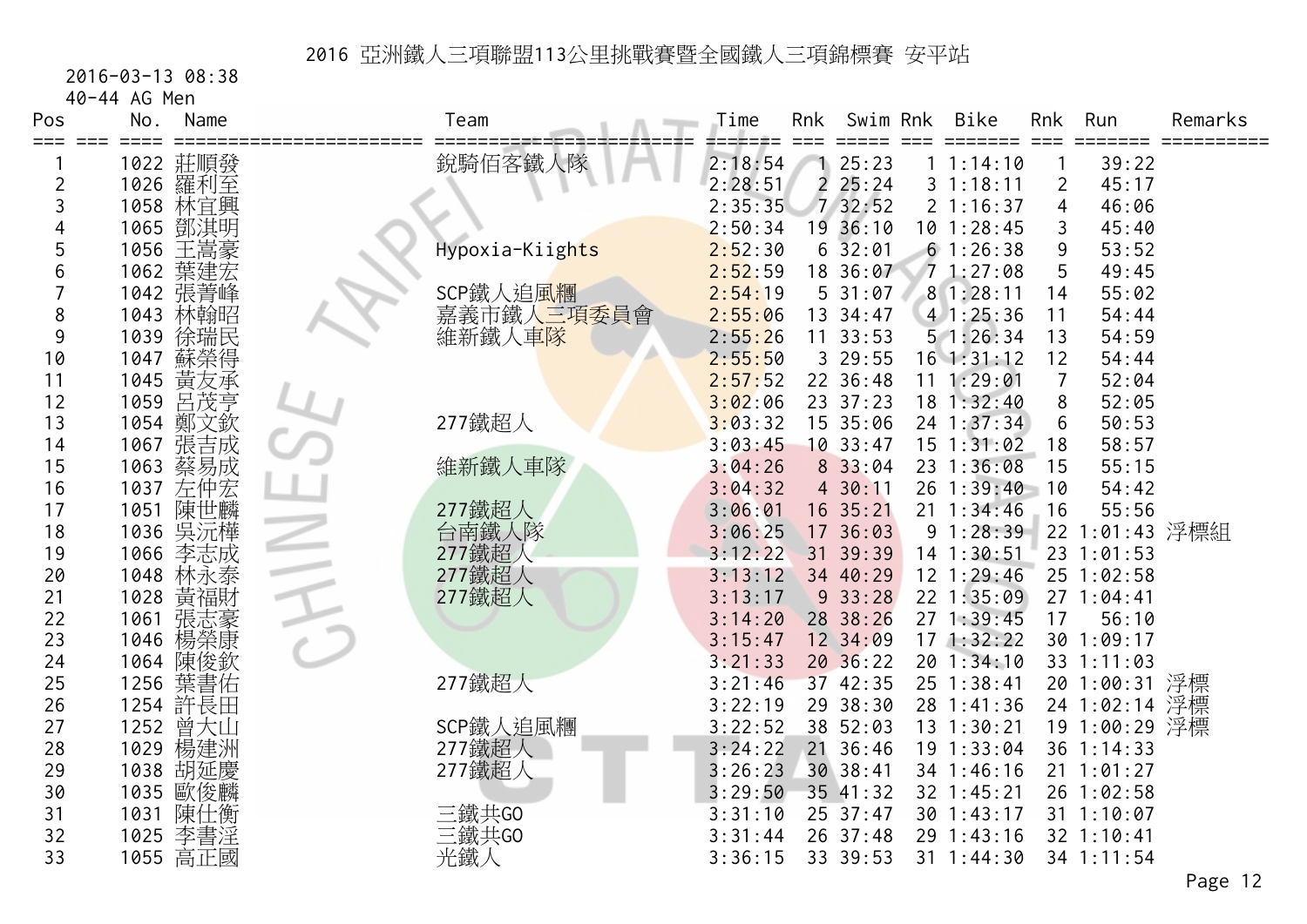# 2016 亞洲鐵人三項聯盟113公里挑戰賽暨全國鐵人三項錦標賽 安平站

2016-03-13 08:38

40-44 AG Men

| Pos | No. | Name | Team | Time | Rnk | Swim | Rnk | Bike | Rnk | Run | Remarks |
|---|---|---|---|---|---|---|---|---|---|---|---|
| 1 | 1022 | 莊順發 | 銳騎佰客鐵人隊 | 2:18:54 | 1 | 25:23 | 1 | 1:14:10 | 1 | 39:22 | |
| 2 | 1026 | 羅利至 | | 2:28:51 | 2 | 25:24 | 3 | 1:18:11 | 2 | 45:17 | |
| 3 | 1058 | 林宜興 | | 2:35:35 | 7 | 32:52 | 2 | 1:16:37 | 4 | 46:06 | |
| 4 | 1065 | 鄧淇明 | | 2:50:34 | 19 | 36:10 | 10 | 1:28:45 | 3 | 45:40 | |
| 5 | 1056 | 王嵩豪 | Hypoxia-Kiights | 2:52:30 | 6 | 32:01 | 6 | 1:26:38 | 9 | 53:52 | |
| 6 | 1062 | 葉建宏 | | 2:52:59 | 18 | 36:07 | 7 | 1:27:08 | 5 | 49:45 | |
| 7 | 1042 | 張菁峰 | SCP鐵人追風糰 | 2:54:19 | 5 | 31:07 | 8 | 1:28:11 | 14 | 55:02 | |
| 8 | 1043 | 林翰昭 | 嘉義市鐵人三項委員會 | 2:55:06 | 13 | 34:47 | 4 | 1:25:36 | 11 | 54:44 | |
| 9 | 1039 | 徐瑞民 | 維新鐵人車隊 | 2:55:26 | 11 | 33:53 | 5 | 1:26:34 | 13 | 54:59 | |
| 10 | 1047 | 蘇榮得 | | 2:55:50 | 3 | 29:55 | 16 | 1:31:12 | 12 | 54:44 | |
| 11 | 1045 | 黃友承 | | 2:57:52 | 22 | 36:48 | 11 | 1:29:01 | 7 | 52:04 | |
| 12 | 1059 | 呂茂亨 | | 3:02:06 | 23 | 37:23 | 18 | 1:32:40 | 8 | 52:05 | |
| 13 | 1054 | 鄭文欽 | 277鐵超人 | 3:03:32 | 15 | 35:06 | 24 | 1:37:34 | 6 | 50:53 | |
| 14 | 1067 | 張吉成 | | 3:03:45 | 10 | 33:47 | 15 | 1:31:02 | 18 | 58:57 | |
| 15 | 1063 | 蔡易成 | 維新鐵人車隊 | 3:04:26 | 8 | 33:04 | 23 | 1:36:08 | 15 | 55:15 | |
| 16 | 1037 | 左仲宏 | | 3:04:32 | 4 | 30:11 | 26 | 1:39:40 | 10 | 54:42 | |
| 17 | 1051 | 陳世麟 | 277鐵超人 | 3:06:01 | 16 | 35:21 | 21 | 1:34:46 | 16 | 55:56 | |
| 18 | 1036 | 吳沅樺 | 台南鐵人隊 | 3:06:25 | 17 | 36:03 | 9 | 1:28:39 | 22 | 1:01:43 | 浮標組 |
| 19 | 1066 | 李志成 | 277鐵超人 | 3:12:22 | 31 | 39:39 | 14 | 1:30:51 | 23 | 1:01:53 | |
| 20 | 1048 | 林永泰 | 277鐵超人 | 3:13:12 | 34 | 40:29 | 12 | 1:29:46 | 25 | 1:02:58 | |
| 21 | 1028 | 黃福財 | 277鐵超人 | 3:13:17 | 9 | 33:28 | 22 | 1:35:09 | 27 | 1:04:41 | |
| 22 | 1061 | 張志豪 | | 3:14:20 | 28 | 38:26 | 27 | 1:39:45 | 17 | 56:10 | |
| 23 | 1046 | 楊榮康 | | 3:15:47 | 12 | 34:09 | 17 | 1:32:22 | 30 | 1:09:17 | |
| 24 | 1064 | 陳俊欽 | | 3:21:33 | 20 | 36:22 | 20 | 1:34:10 | 33 | 1:11:03 | |
| 25 | 1256 | 葉書佑 | 277鐵超人 | 3:21:46 | 37 | 42:35 | 25 | 1:38:41 | 20 | 1:00:31 | 浮標 |
| 26 | 1254 | 許長田 | | 3:22:19 | 29 | 38:30 | 28 | 1:41:36 | 24 | 1:02:14 | 浮標 |
| 27 | 1252 | 曾大山 | SCP鐵人追風糰 | 3:22:52 | 38 | 52:03 | 13 | 1:30:21 | 19 | 1:00:29 | 浮標 |
| 28 | 1029 | 楊建洲 | 277鐵超人 | 3:24:22 | 21 | 36:46 | 19 | 1:33:04 | 36 | 1:14:33 | |
| 29 | 1038 | 胡延慶 | 277鐵超人 | 3:26:23 | 30 | 38:41 | 34 | 1:46:16 | 21 | 1:01:27 | |
| 30 | 1035 | 歐俊麟 | | 3:29:50 | 35 | 41:32 | 32 | 1:45:21 | 26 | 1:02:58 | |
| 31 | 1031 | 陳仕衡 | 三鐵共GO | 3:31:10 | 25 | 37:47 | 30 | 1:43:17 | 31 | 1:10:07 | |
| 32 | 1025 | 李書淫 | 三鐵共GO | 3:31:44 | 26 | 37:48 | 29 | 1:43:16 | 32 | 1:10:41 | |
| 33 | 1055 | 高正國 | 光鐵人 | 3:36:15 | 33 | 39:53 | 31 | 1:44:30 | 34 | 1:11:54 | |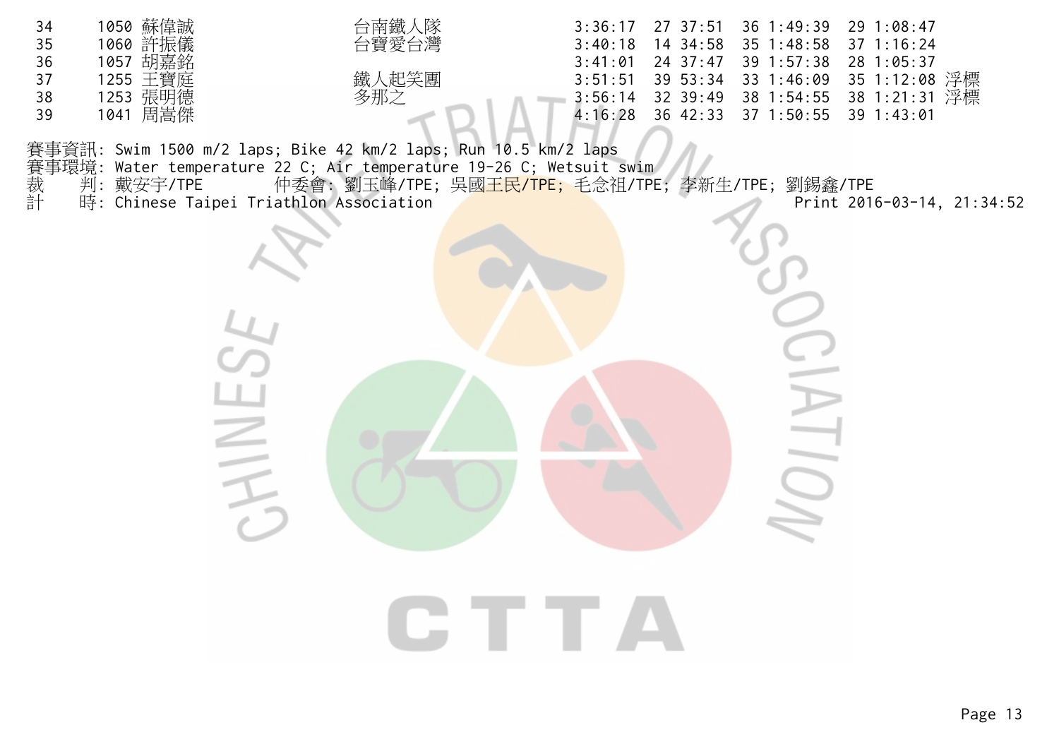| | | | | | | | | | | | |
|---|---|---|---|---|---|---|---|---|---|---|---|
| 34 | 1050 | 蘇偉誠 | 台南鐵人隊 | 3:36:17 | 27 | 37:51 | 36 | 1:49:39 | 29 | 1:08:47 | |
| 35 | 1060 | 許振儀 | 台寶愛台灣 | 3:40:18 | 14 | 34:58 | 35 | 1:48:58 | 37 | 1:16:24 | |
| 36 | 1057 | 胡嘉銘 | | 3:41:01 | 24 | 37:47 | 39 | 1:57:38 | 28 | 1:05:37 | |
| 37 | 1255 | 王寶庭 | 鐵人起笑團 | 3:51:51 | 39 | 53:34 | 33 | 1:46:09 | 35 | 1:12:08 | 浮標 |
| 38 | 1253 | 張明德 | 多那之 | 3:56:14 | 32 | 39:49 | 38 | 1:54:55 | 38 | 1:21:31 | 浮標 |
| 39 | 1041 | 周嵩傑 | | 4:16:28 | 36 | 42:33 | 37 | 1:50:55 | 39 | 1:43:01 | |

賽事資訊: Swim 1500 m/2 laps; Bike 42 km/2 laps; Run 10.5 km/2 laps
賽事環境: Water temperature 22 C; Air temperature 19-26 C; Wetsuit swim
裁　　判: 戴安宇/TPE　　仲委會: 劉玉峰/TPE; 吳國王民/TPE; 毛念祖/TPE; 李新生/TPE; 劉錫鑫/TPE
計　　時: Chinese Taipei Triathlon Association　　Print 2016-03-14, 21:34:52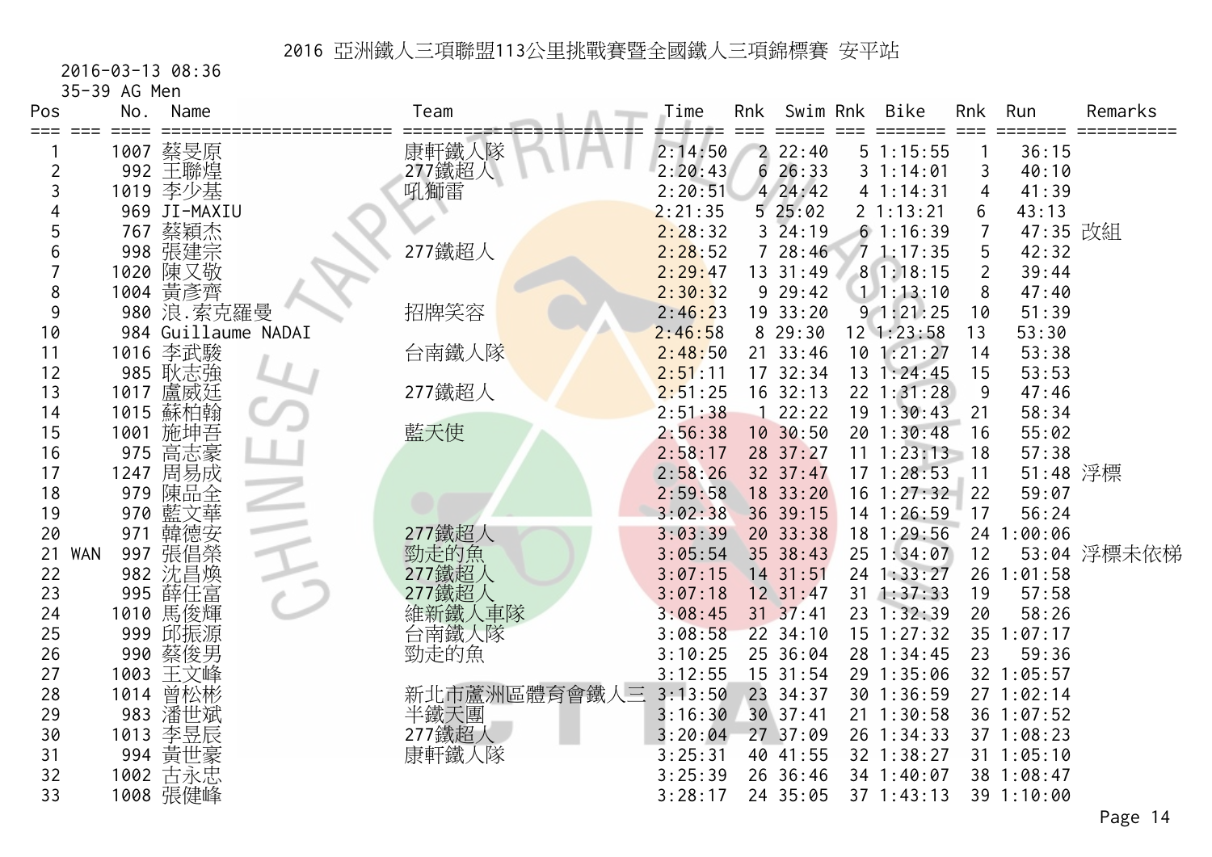# 2016 亞洲鐵人三項聯盟113公里挑戰賽暨全國鐵人三項錦標賽 安平站

2016-03-13 08:36

35-39 AG Men

| Pos | | No. | Name | Team | Time | Rnk | Swim | Rnk | Bike | Rnk | Run | Remarks |
|---|---|---|---|---|---|---|---|---|---|---|---|---|
| 1 | | 1007 | 蔡旻原 | 康軒鐵人隊 | 2:14:50 | 2 | 22:40 | 5 | 1:15:55 | 1 | 36:15 | |
| 2 | | 992 | 王聯煌 | 277鐵超人 | 2:20:43 | 6 | 26:33 | 3 | 1:14:01 | 3 | 40:10 | |
| 3 | | 1019 | 李少基 | 吼獅雷 | 2:20:51 | 4 | 24:42 | 4 | 1:14:31 | 4 | 41:39 | |
| 4 | | 969 | JI-MAXIU | | 2:21:35 | 5 | 25:02 | 2 | 1:13:21 | 6 | 43:13 | |
| 5 | | 767 | 蔡穎杰 | | 2:28:32 | 3 | 24:19 | 6 | 1:16:39 | 7 | 47:35 | 改組 |
| 6 | | 998 | 張建宗 | 277鐵超人 | 2:28:52 | 7 | 28:46 | 7 | 1:17:35 | 5 | 42:32 | |
| 7 | | 1020 | 陳又敬 | | 2:29:47 | 13 | 31:49 | 8 | 1:18:15 | 2 | 39:44 | |
| 8 | | 1004 | 黃彥齊 | | 2:30:32 | 9 | 29:42 | 1 | 1:13:10 | 8 | 47:40 | |
| 9 | | 980 | 浪.索克羅曼 | 招牌笑容 | 2:46:23 | 19 | 33:20 | 9 | 1:21:25 | 10 | 51:39 | |
| 10 | | 984 | Guillaume NADAI | | 2:46:58 | 8 | 29:30 | 12 | 1:23:58 | 13 | 53:30 | |
| 11 | | 1016 | 李武駿 | 台南鐵人隊 | 2:48:50 | 21 | 33:46 | 10 | 1:21:27 | 14 | 53:38 | |
| 12 | | 985 | 耿志強 | | 2:51:11 | 17 | 32:34 | 13 | 1:24:45 | 15 | 53:53 | |
| 13 | | 1017 | 盧威廷 | 277鐵超人 | 2:51:25 | 16 | 32:13 | 22 | 1:31:28 | 9 | 47:46 | |
| 14 | | 1015 | 蘇柏翰 | | 2:51:38 | 1 | 22:22 | 19 | 1:30:43 | 21 | 58:34 | |
| 15 | | 1001 | 施坤吾 | 藍天使 | 2:56:38 | 10 | 30:50 | 20 | 1:30:48 | 16 | 55:02 | |
| 16 | | 975 | 高志豪 | | 2:58:17 | 28 | 37:27 | 11 | 1:23:13 | 18 | 57:38 | |
| 17 | | 1247 | 周易成 | | 2:58:26 | 32 | 37:47 | 17 | 1:28:53 | 11 | 51:48 | 浮標 |
| 18 | | 979 | 陳品全 | | 2:59:58 | 18 | 33:20 | 16 | 1:27:32 | 22 | 59:07 | |
| 19 | | 970 | 藍文華 | | 3:02:38 | 36 | 39:15 | 14 | 1:26:59 | 17 | 56:24 | |
| 20 | | 971 | 韓德安 | 277鐵超人 | 3:03:39 | 20 | 33:38 | 18 | 1:29:56 | 24 | 1:00:06 | |
| 21 | WAN | 997 | 張倡榮 | 勁走的魚 | 3:05:54 | 35 | 38:43 | 25 | 1:34:07 | 12 | 53:04 | 浮標未依梯 |
| 22 | | 982 | 沈昌煥 | 277鐵超人 | 3:07:15 | 14 | 31:51 | 24 | 1:33:27 | 26 | 1:01:58 | |
| 23 | | 995 | 薛任富 | 277鐵超人 | 3:07:18 | 12 | 31:47 | 31 | 1:37:33 | 19 | 57:58 | |
| 24 | | 1010 | 馬俊輝 | 維新鐵人車隊 | 3:08:45 | 31 | 37:41 | 23 | 1:32:39 | 20 | 58:26 | |
| 25 | | 999 | 邱振源 | 台南鐵人隊 | 3:08:58 | 22 | 34:10 | 15 | 1:27:32 | 35 | 1:07:17 | |
| 26 | | 990 | 蔡俊男 | 勁走的魚 | 3:10:25 | 25 | 36:04 | 28 | 1:34:45 | 23 | 59:36 | |
| 27 | | 1003 | 王文峰 | | 3:12:55 | 15 | 31:54 | 29 | 1:35:06 | 32 | 1:05:57 | |
| 28 | | 1014 | 曾松彬 | 新北市蘆洲區體育會鐵人三 | 3:13:50 | 23 | 34:37 | 30 | 1:36:59 | 27 | 1:02:14 | |
| 29 | | 983 | 潘世斌 | 半鐵天團 | 3:16:30 | 30 | 37:41 | 21 | 1:30:58 | 36 | 1:07:52 | |
| 30 | | 1013 | 李昱辰 | 277鐵超人 | 3:20:04 | 27 | 37:09 | 26 | 1:34:33 | 37 | 1:08:23 | |
| 31 | | 994 | 黃世豪 | 康軒鐵人隊 | 3:25:31 | 40 | 41:55 | 32 | 1:38:27 | 31 | 1:05:10 | |
| 32 | | 1002 | 古永忠 | | 3:25:39 | 26 | 36:46 | 34 | 1:40:07 | 38 | 1:08:47 | |
| 33 | | 1008 | 張健峰 | | 3:28:17 | 24 | 35:05 | 37 | 1:43:13 | 39 | 1:10:00 | |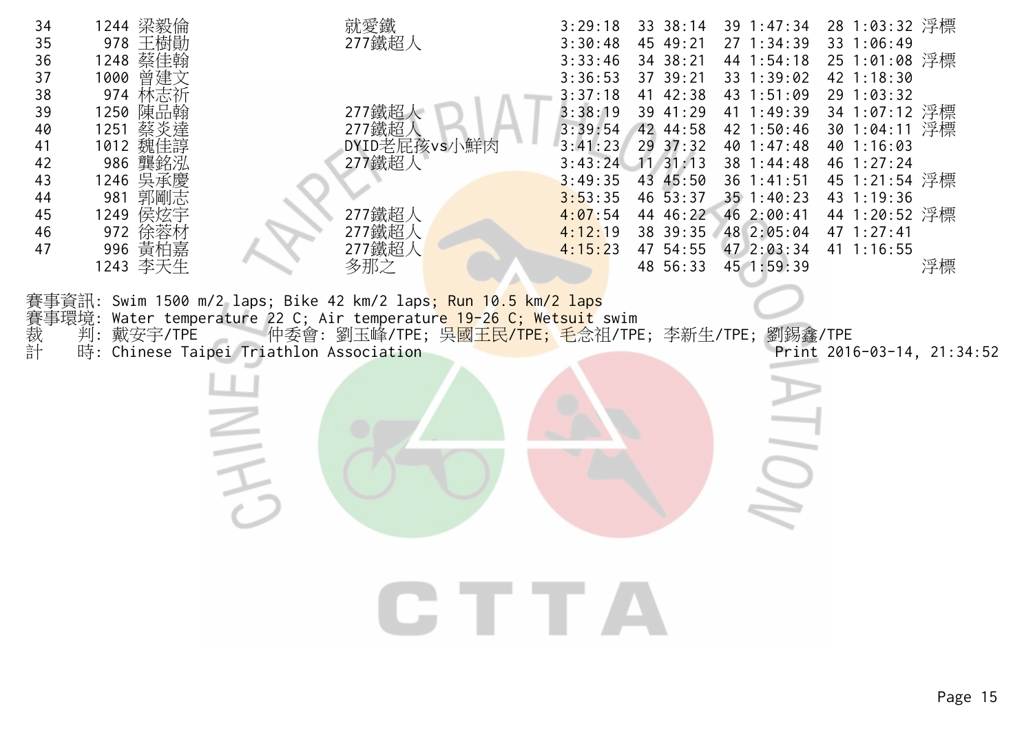| | | | | | | | | | | |
|---|---|---|---|---|---|---|---|---|---|---|
| 34 | 1244 | 梁毅倫 | 就愛鐵 | 3:29:18 | 33 | 38:14 | 39 | 1:47:34 | 28 | 1:03:32 浮標 |
| 35 | 978 | 王樹勛 | 277鐵超人 | 3:30:48 | 45 | 49:21 | 27 | 1:34:39 | 33 | 1:06:49 |
| 36 | 1248 | 蔡佳翰 | | 3:33:46 | 34 | 38:21 | 44 | 1:54:18 | 25 | 1:01:08 浮標 |
| 37 | 1000 | 曾建文 | | 3:36:53 | 37 | 39:21 | 33 | 1:39:02 | 42 | 1:18:30 |
| 38 | 974 | 林志祈 | | 3:37:18 | 41 | 42:38 | 43 | 1:51:09 | 29 | 1:03:32 |
| 39 | 1250 | 陳品翰 | 277鐵超人 | 3:38:19 | 39 | 41:29 | 41 | 1:49:39 | 34 | 1:07:12 浮標 |
| 40 | 1251 | 蔡炎達 | 277鐵超人 | 3:39:54 | 42 | 44:58 | 42 | 1:50:46 | 30 | 1:04:11 浮標 |
| 41 | 1012 | 魏佳諄 | DYID老屁孩vs小鮮肉 | 3:41:23 | 29 | 37:32 | 40 | 1:47:48 | 40 | 1:16:03 |
| 42 | 986 | 龔銘泓 | 277鐵超人 | 3:43:24 | 11 | 31:13 | 38 | 1:44:48 | 46 | 1:27:24 |
| 43 | 1246 | 吳承慶 | | 3:49:35 | 43 | 45:50 | 36 | 1:41:51 | 45 | 1:21:54 浮標 |
| 44 | 981 | 郭剛志 | | 3:53:35 | 46 | 53:37 | 35 | 1:40:23 | 43 | 1:19:36 |
| 45 | 1249 | 侯炫宇 | 277鐵超人 | 4:07:54 | 44 | 46:22 | 46 | 2:00:41 | 44 | 1:20:52 浮標 |
| 46 | 972 | 徐蓉材 | 277鐵超人 | 4:12:19 | 38 | 39:35 | 48 | 2:05:04 | 47 | 1:27:41 |
| 47 | 996 | 黃柏嘉 | 277鐵超人 | 4:15:23 | 47 | 54:55 | 47 | 2:03:34 | 41 | 1:16:55 |
| | 1243 | 李天生 | 多那之 | | 48 | 56:33 | 45 | 1:59:39 | | 浮標 |

賽事資訊: Swim 1500 m/2 laps; Bike 42 km/2 laps; Run 10.5 km/2 laps
賽事環境: Water temperature 22 C; Air temperature 19-26 C; Wetsuit swim
裁　判: 戴安宇/TPE　　仲委會: 劉玉峰/TPE; 吳國王民/TPE; 毛念祖/TPE; 李新生/TPE; 劉錫鑫/TPE
計　時: Chinese Taipei Triathlon Association　　Print 2016-03-14, 21:34:52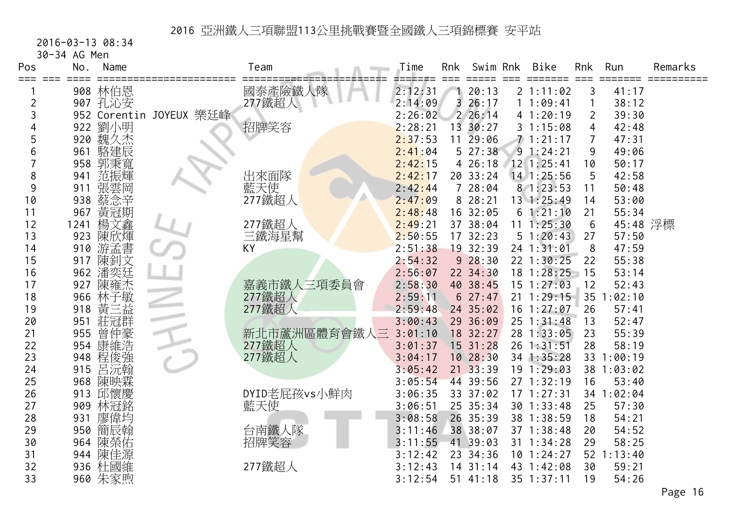# 2016 亞洲鐵人三項聯盟113公里挑戰賽暨全國鐵人三項錦標賽 安平站

2016-03-13 08:34

30-34 AG Men

| Pos | No. | Name | Team | Time | Rnk | Swim | Rnk | Bike | Rnk | Run | Remarks |
|---|---|---|---|---|---|---|---|---|---|---|---|
| 1 | 908 | 林伯恩 | 國泰產險鐵人隊 | 2:12:31 | 1 | 20:13 | 2 | 1:11:02 | 3 | 41:17 | |
| 2 | 907 | 孔沁安 | 277鐵超人 | 2:14:09 | 3 | 26:17 | 1 | 1:09:41 | 1 | 38:12 | |
| 3 | 952 | Corentin JOYEUX 樂廷峰 | | 2:26:02 | 2 | 26:14 | 4 | 1:20:19 | 2 | 39:30 | |
| 4 | 922 | 劉小明 | 招牌笑容 | 2:28:21 | 13 | 30:27 | 3 | 1:15:08 | 4 | 42:48 | |
| 5 | 920 | 魏久杰 | | 2:37:53 | 11 | 29:06 | 7 | 1:21:17 | 7 | 47:31 | |
| 6 | 961 | 駱建辰 | | 2:41:04 | 5 | 27:38 | 9 | 1:24:21 | 9 | 49:06 | |
| 7 | 958 | 郭秉寬 | | 2:42:15 | 4 | 26:18 | 12 | 1:25:41 | 10 | 50:17 | |
| 8 | 941 | 范振輝 | 出來面隊 | 2:42:17 | 20 | 33:24 | 14 | 1:25:56 | 5 | 42:58 | |
| 9 | 911 | 張雲岡 | 藍天使 | 2:42:44 | 7 | 28:04 | 8 | 1:23:53 | 11 | 50:48 | |
| 10 | 938 | 蔡念辛 | 277鐵超人 | 2:47:09 | 8 | 28:21 | 13 | 1:25:49 | 14 | 53:00 | |
| 11 | 967 | 黃冠期 | | 2:48:48 | 16 | 32:05 | 6 | 1:21:10 | 21 | 55:34 | |
| 12 | 1241 | 楊文鑫 | 277鐵超人 | 2:49:21 | 37 | 38:04 | 11 | 1:25:30 | 6 | 45:48 | 浮標 |
| 13 | 923 | 陳欣煇 | 三鐵海星幫 | 2:50:55 | 17 | 32:23 | 5 | 1:20:43 | 27 | 57:50 | |
| 14 | 910 | 游孟書 | KY | 2:51:38 | 19 | 32:39 | 24 | 1:31:01 | 8 | 47:59 | |
| 15 | 917 | 陳釗文 | | 2:54:32 | 9 | 28:30 | 22 | 1:30:25 | 22 | 55:38 | |
| 16 | 962 | 潘奕廷 | | 2:56:07 | 22 | 34:30 | 18 | 1:28:25 | 15 | 53:14 | |
| 17 | 927 | 陳雍杰 | 嘉義市鐵人三項委員會 | 2:58:30 | 40 | 38:45 | 15 | 1:27:03 | 12 | 52:43 | |
| 18 | 966 | 林子敏 | 277鐵超人 | 2:59:11 | 6 | 27:47 | 21 | 1:29:15 | 35 | 1:02:10 | |
| 19 | 918 | 黃三益 | 277鐵超人 | 2:59:48 | 24 | 35:02 | 16 | 1:27:07 | 26 | 57:41 | |
| 20 | 951 | 莊冠群 | | 3:00:43 | 29 | 36:09 | 25 | 1:31:48 | 13 | 52:47 | |
| 21 | 955 | 曾仲豪 | 新北市蘆洲區體育會鐵人三 | 3:01:10 | 18 | 32:27 | 28 | 1:33:05 | 23 | 55:39 | |
| 22 | 954 | 康維浩 | 277鐵超人 | 3:01:37 | 15 | 31:28 | 26 | 1:31:51 | 28 | 58:19 | |
| 23 | 948 | 程俊強 | 277鐵超人 | 3:04:17 | 10 | 28:30 | 34 | 1:35:28 | 33 | 1:00:19 | |
| 24 | 915 | 呂沅翰 | | 3:05:42 | 21 | 33:39 | 19 | 1:29:03 | 38 | 1:03:02 | |
| 25 | 968 | 陳映霖 | | 3:05:54 | 44 | 39:56 | 27 | 1:32:19 | 16 | 53:40 | |
| 26 | 913 | 邱懷慶 | DYID老屁孩vs小鮮肉 | 3:06:35 | 33 | 37:02 | 17 | 1:27:31 | 34 | 1:02:04 | |
| 27 | 909 | 林冠銘 | 藍天使 | 3:06:51 | 25 | 35:34 | 30 | 1:33:48 | 25 | 57:30 | |
| 28 | 931 | 廖偉均 | | 3:08:58 | 26 | 35:39 | 38 | 1:38:59 | 18 | 54:21 | |
| 29 | 950 | 簡辰翰 | 台南鐵人隊 | 3:11:46 | 38 | 38:07 | 37 | 1:38:48 | 20 | 54:52 | |
| 30 | 964 | 陳榮佑 | 招牌笑容 | 3:11:55 | 41 | 39:03 | 31 | 1:34:28 | 29 | 58:25 | |
| 31 | 944 | 陳佳源 | | 3:12:42 | 23 | 34:36 | 10 | 1:24:27 | 52 | 1:13:40 | |
| 32 | 936 | 杜國維 | 277鐵超人 | 3:12:43 | 14 | 31:14 | 43 | 1:42:08 | 30 | 59:21 | |
| 33 | 960 | 朱家煦 | | 3:12:54 | 51 | 41:18 | 35 | 1:37:11 | 19 | 54:26 | |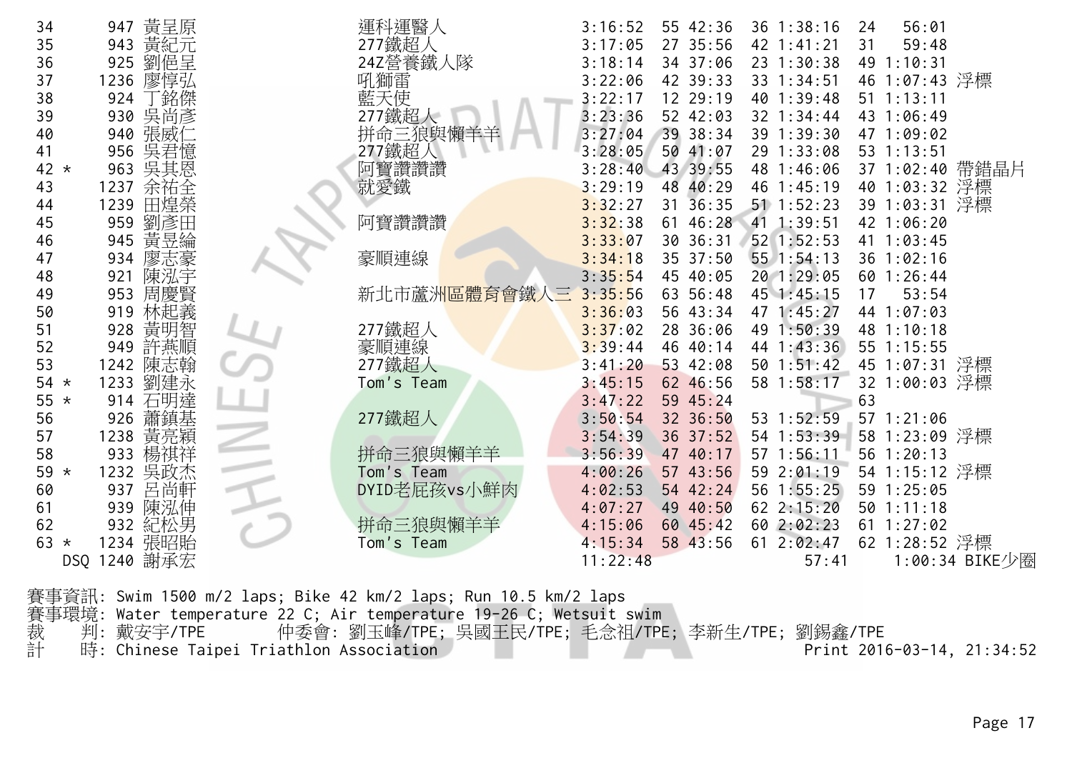| | | | | | | | | | | | |
|---|---|---|---|---|---|---|---|---|---|---|---|
| 34 | 947 | 黃呈原 | 運科運醫人 | 3:16:52 | 55 | 42:36 | 36 | 1:38:16 | 24 | 56:01 | |
| 35 | 943 | 黃紀元 | 277鐵超人 | 3:17:05 | 27 | 35:56 | 42 | 1:41:21 | 31 | 59:48 | |
| 36 | 925 | 劉偲呈 | 24Z營養鐵人隊 | 3:18:14 | 34 | 37:06 | 23 | 1:30:38 | 49 | 1:10:31 | |
| 37 | 1236 | 廖惇弘 | 吼獅雷 | 3:22:06 | 42 | 39:33 | 33 | 1:34:51 | 46 | 1:07:43 | 浮標 |
| 38 | 924 | 丁銘傑 | 藍天使 | 3:22:17 | 12 | 29:19 | 40 | 1:39:48 | 51 | 1:13:11 | |
| 39 | 930 | 吳尚彥 | 277鐵超人 | 3:23:36 | 52 | 42:03 | 32 | 1:34:44 | 43 | 1:06:49 | |
| 40 | 940 | 張威仁 | 拼命三狼與懶羊羊 | 3:27:04 | 39 | 38:34 | 39 | 1:39:30 | 47 | 1:09:02 | |
| 41 | 956 | 吳君憶 | 277鐵超人 | 3:28:05 | 50 | 41:07 | 29 | 1:33:08 | 53 | 1:13:51 | |
| 42 * | 963 | 吳其恩 | 阿寶讚讚讚 | 3:28:40 | 43 | 39:55 | 48 | 1:46:06 | 37 | 1:02:40 | 帶錯晶片 |
| 43 | 1237 | 余祐全 | 就愛鐵 | 3:29:19 | 48 | 40:29 | 46 | 1:45:19 | 40 | 1:03:32 | 浮標 |
| 44 | 1239 | 田煌榮 | | 3:32:27 | 31 | 36:35 | 51 | 1:52:23 | 39 | 1:03:31 | 浮標 |
| 45 | 959 | 劉彥田 | 阿寶讚讚讚 | 3:32:38 | 61 | 46:28 | 41 | 1:39:51 | 42 | 1:06:20 | |
| 46 | 945 | 黃昱綸 | | 3:33:07 | 30 | 36:31 | 52 | 1:52:53 | 41 | 1:03:45 | |
| 47 | 934 | 廖志豪 | 豪順連線 | 3:34:18 | 35 | 37:50 | 55 | 1:54:13 | 36 | 1:02:16 | |
| 48 | 921 | 陳泓宇 | | 3:35:54 | 45 | 40:05 | 20 | 1:29:05 | 60 | 1:26:44 | |
| 49 | 953 | 周慶賢 | 新北市蘆洲區體育會鐵人三 | 3:35:56 | 63 | 56:48 | 45 | 1:45:15 | 17 | 53:54 | |
| 50 | 919 | 林杞義 | | 3:36:03 | 56 | 43:34 | 47 | 1:45:27 | 44 | 1:07:03 | |
| 51 | 928 | 黃明智 | 277鐵超人 | 3:37:02 | 28 | 36:06 | 49 | 1:50:39 | 48 | 1:10:18 | |
| 52 | 949 | 許燕順 | 豪順連線 | 3:39:44 | 46 | 40:14 | 44 | 1:43:36 | 55 | 1:15:55 | |
| 53 | 1242 | 陳志翰 | 277鐵超人 | 3:41:20 | 53 | 42:08 | 50 | 1:51:42 | 45 | 1:07:31 | 浮標 |
| 54 * | 1233 | 劉建永 | Tom's Team | 3:45:15 | 62 | 46:56 | 58 | 1:58:17 | 32 | 1:00:03 | 浮標 |
| 55 * | 914 | 石明達 | | 3:47:22 | 59 | 45:24 | | | 63 | | |
| 56 | 926 | 蕭鎮基 | 277鐵超人 | 3:50:54 | 32 | 36:50 | 53 | 1:52:59 | 57 | 1:21:06 | |
| 57 | 1238 | 黃亮穎 | | 3:54:39 | 36 | 37:52 | 54 | 1:53:39 | 58 | 1:23:09 | 浮標 |
| 58 | 933 | 楊祺祥 | 拼命三狼與懶羊羊 | 3:56:39 | 47 | 40:17 | 57 | 1:56:11 | 56 | 1:20:13 | |
| 59 * | 1232 | 吳政杰 | Tom's Team | 4:00:26 | 57 | 43:56 | 59 | 2:01:19 | 54 | 1:15:12 | 浮標 |
| 60 | 937 | 呂尚軒 | DYID老屁孩vs小鮮肉 | 4:02:53 | 54 | 42:24 | 56 | 1:55:25 | 59 | 1:25:05 | |
| 61 | 939 | 陳泓伸 | | 4:07:27 | 49 | 40:50 | 62 | 2:15:20 | 50 | 1:11:18 | |
| 62 | 932 | 紀松男 | 拼命三狼與懶羊羊 | 4:15:06 | 60 | 45:42 | 60 | 2:02:23 | 61 | 1:27:02 | |
| 63 * | 1234 | 張昭貽 | Tom's Team | 4:15:34 | 58 | 43:56 | 61 | 2:02:47 | 62 | 1:28:52 | 浮標 |
| DSQ | 1240 | 謝承宏 | | 11:22:48 | | | | 57:41 | | 1:00:34 | BIKE少圈 |

賽事資訊: Swim 1500 m/2 laps; Bike 42 km/2 laps; Run 10.5 km/2 laps
賽事環境: Water temperature 22 C; Air temperature 19-26 C; Wetsuit swim
裁　　判: 戴安宇/TPE　　仲委會: 劉玉峰/TPE; 吳國王民/TPE; 毛念祖/TPE; 李新生/TPE; 劉錫鑫/TPE
計　　時: Chinese Taipei Triathlon Association　　Print 2016-03-14, 21:34:52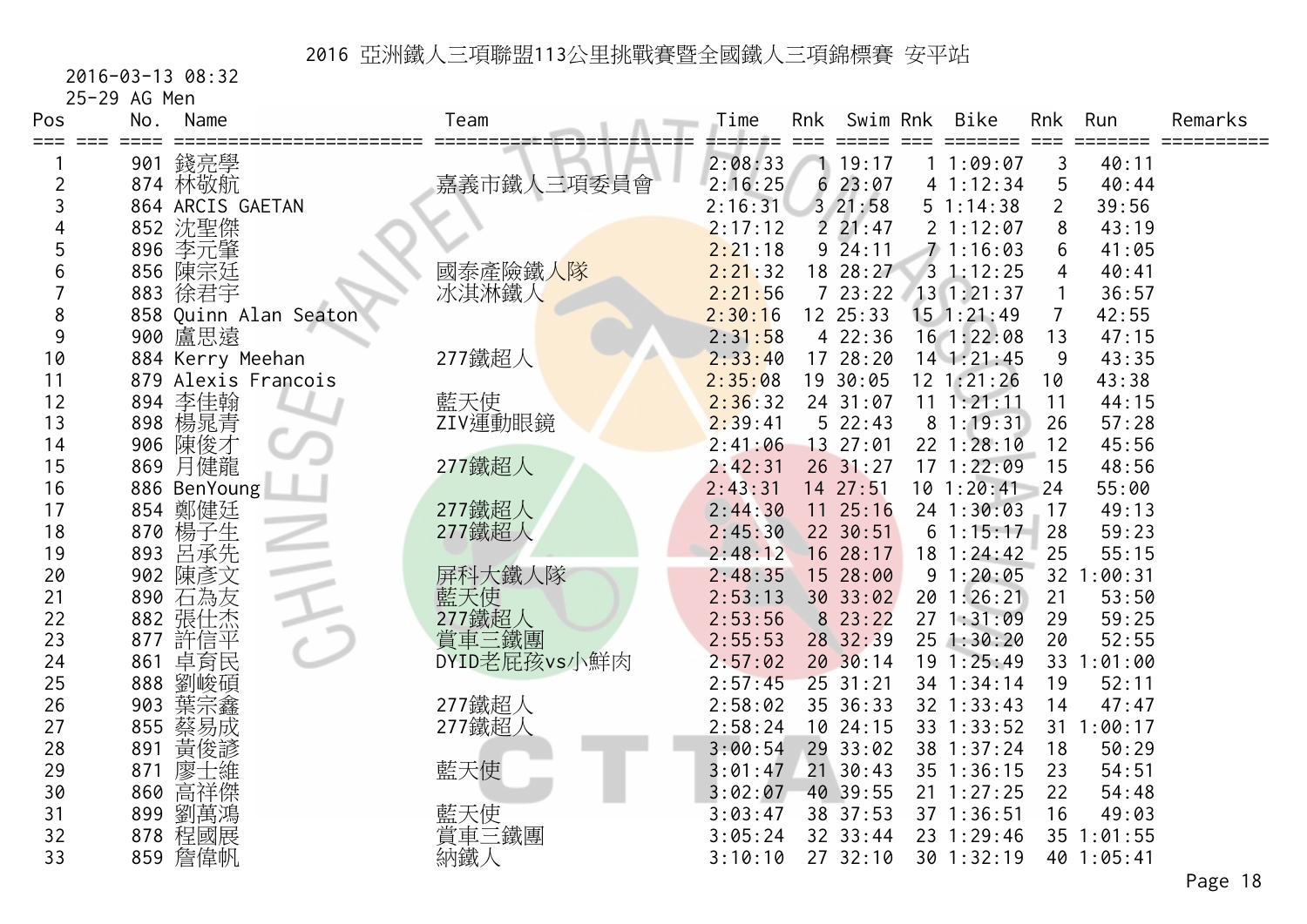# 2016 亞洲鐵人三項聯盟113公里挑戰賽暨全國鐵人三項錦標賽 安平站

2016-03-13 08:32

25-29 AG Men

| Pos | No. | Name | Team | Time | Rnk | Swim | Rnk | Bike | Rnk | Run | Remarks |
|---|---|---|---|---|---|---|---|---|---|---|---|
| 1 | 901 | 錢亮學 | | 2:08:33 | 1 | 19:17 | 1 | 1:09:07 | 3 | 40:11 | |
| 2 | 874 | 林敬航 | 嘉義市鐵人三項委員會 | 2:16:25 | 6 | 23:07 | 4 | 1:12:34 | 5 | 40:44 | |
| 3 | 864 | ARCIS GAETAN | | 2:16:31 | 3 | 21:58 | 5 | 1:14:38 | 2 | 39:56 | |
| 4 | 852 | 沈聖傑 | | 2:17:12 | 2 | 21:47 | 2 | 1:12:07 | 8 | 43:19 | |
| 5 | 896 | 李元肇 | | 2:21:18 | 9 | 24:11 | 7 | 1:16:03 | 6 | 41:05 | |
| 6 | 856 | 陳宗廷 | 國泰產險鐵人隊 | 2:21:32 | 18 | 28:27 | 3 | 1:12:25 | 4 | 40:41 | |
| 7 | 883 | 徐君宇 | 冰淇淋鐵人 | 2:21:56 | 7 | 23:22 | 13 | 1:21:37 | 1 | 36:57 | |
| 8 | 858 | Quinn Alan Seaton | | 2:30:16 | 12 | 25:33 | 15 | 1:21:49 | 7 | 42:55 | |
| 9 | 900 | 盧思遠 | | 2:31:58 | 4 | 22:36 | 16 | 1:22:08 | 13 | 47:15 | |
| 10 | 884 | Kerry Meehan | 277鐵超人 | 2:33:40 | 17 | 28:20 | 14 | 1:21:45 | 9 | 43:35 | |
| 11 | 879 | Alexis Francois | | 2:35:08 | 19 | 30:05 | 12 | 1:21:26 | 10 | 43:38 | |
| 12 | 894 | 李佳翰 | 藍天使 | 2:36:32 | 24 | 31:07 | 11 | 1:21:11 | 11 | 44:15 | |
| 13 | 898 | 楊晁青 | ZIV運動眼鏡 | 2:39:41 | 5 | 22:43 | 8 | 1:19:31 | 26 | 57:28 | |
| 14 | 906 | 陳俊才 | | 2:41:06 | 13 | 27:01 | 22 | 1:28:10 | 12 | 45:56 | |
| 15 | 869 | 月健龍 | 277鐵超人 | 2:42:31 | 26 | 31:27 | 17 | 1:22:09 | 15 | 48:56 | |
| 16 | 886 | BenYoung | | 2:43:31 | 14 | 27:51 | 10 | 1:20:41 | 24 | 55:00 | |
| 17 | 854 | 鄭健廷 | 277鐵超人 | 2:44:30 | 11 | 25:16 | 24 | 1:30:03 | 17 | 49:13 | |
| 18 | 870 | 楊子生 | 277鐵超人 | 2:45:30 | 22 | 30:51 | 6 | 1:15:17 | 28 | 59:23 | |
| 19 | 893 | 呂承先 | | 2:48:12 | 16 | 28:17 | 18 | 1:24:42 | 25 | 55:15 | |
| 20 | 902 | 陳彥文 | 屏科大鐵人隊 | 2:48:35 | 15 | 28:00 | 9 | 1:20:05 | 32 | 1:00:31 | |
| 21 | 890 | 石為友 | 藍天使 | 2:53:13 | 30 | 33:02 | 20 | 1:26:21 | 21 | 53:50 | |
| 22 | 882 | 張仕杰 | 277鐵超人 | 2:53:56 | 8 | 23:22 | 27 | 1:31:09 | 29 | 59:25 | |
| 23 | 877 | 許信平 | 賞車三鐵團 | 2:55:53 | 28 | 32:39 | 25 | 1:30:20 | 20 | 52:55 | |
| 24 | 861 | 卓育民 | DYID老屁孩vs小鮮肉 | 2:57:02 | 20 | 30:14 | 19 | 1:25:49 | 33 | 1:01:00 | |
| 25 | 888 | 劉峻碩 | | 2:57:45 | 25 | 31:21 | 34 | 1:34:14 | 19 | 52:11 | |
| 26 | 903 | 葉宗鑫 | 277鐵超人 | 2:58:02 | 35 | 36:33 | 32 | 1:33:43 | 14 | 47:47 | |
| 27 | 855 | 蔡易成 | 277鐵超人 | 2:58:24 | 10 | 24:15 | 33 | 1:33:52 | 31 | 1:00:17 | |
| 28 | 891 | 黃俊諺 | | 3:00:54 | 29 | 33:02 | 38 | 1:37:24 | 18 | 50:29 | |
| 29 | 871 | 廖士維 | 藍天使 | 3:01:47 | 21 | 30:43 | 35 | 1:36:15 | 23 | 54:51 | |
| 30 | 860 | 高祥傑 | | 3:02:07 | 40 | 39:55 | 21 | 1:27:25 | 22 | 54:48 | |
| 31 | 899 | 劉萬鴻 | 藍天使 | 3:03:47 | 38 | 37:53 | 37 | 1:36:51 | 16 | 49:03 | |
| 32 | 878 | 程國展 | 賞車三鐵團 | 3:05:24 | 32 | 33:44 | 23 | 1:29:46 | 35 | 1:01:55 | |
| 33 | 859 | 詹偉帆 | 納鐵人 | 3:10:10 | 27 | 32:10 | 30 | 1:32:19 | 40 | 1:05:41 | |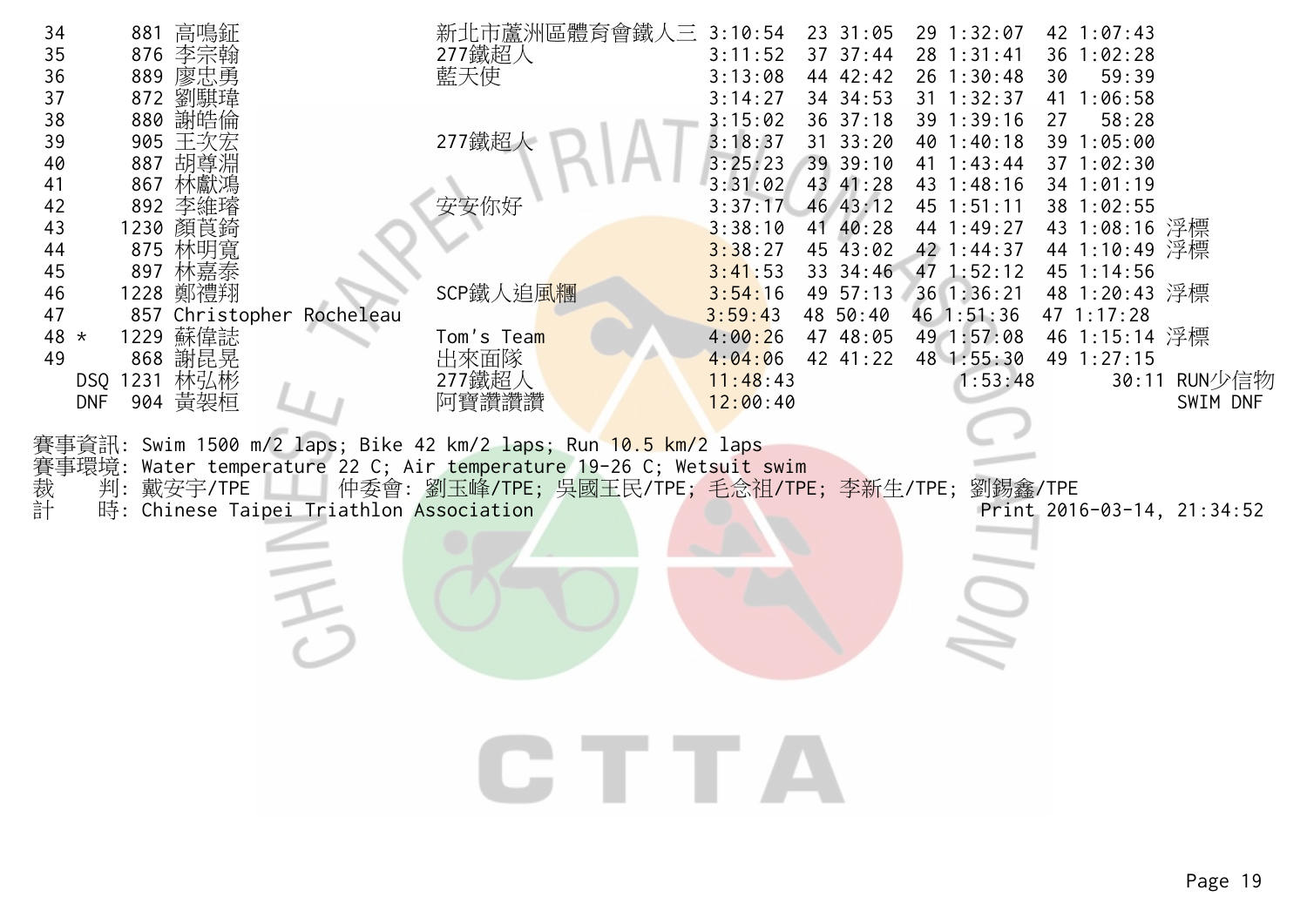| | | | | | | | | | | |
|---|---|---|---|---|---|---|---|---|---|---|
| 34 | 881 | 高鳴鉦 | 新北市蘆洲區體育會鐵人三 | 3:10:54 | 23 | 31:05 | 29 | 1:32:07 | 42 | 1:07:43 | |
| 35 | 876 | 李宗翰 | 277鐵超人 | 3:11:52 | 37 | 37:44 | 28 | 1:31:41 | 36 | 1:02:28 | |
| 36 | 889 | 廖忠勇 | 藍天使 | 3:13:08 | 44 | 42:42 | 26 | 1:30:48 | 30 | 59:39 | |
| 37 | 872 | 劉騏瑋 | | 3:14:27 | 34 | 34:53 | 31 | 1:32:37 | 41 | 1:06:58 | |
| 38 | 880 | 謝皓倫 | | 3:15:02 | 36 | 37:18 | 39 | 1:39:16 | 27 | 58:28 | |
| 39 | 905 | 王次宏 | 277鐵超人 | 3:18:37 | 31 | 33:20 | 40 | 1:40:18 | 39 | 1:05:00 | |
| 40 | 887 | 胡尊淵 | | 3:25:23 | 39 | 39:10 | 41 | 1:43:44 | 37 | 1:02:30 | |
| 41 | 867 | 林獻鴻 | | 3:31:02 | 43 | 41:28 | 43 | 1:48:16 | 34 | 1:01:19 | |
| 42 | 892 | 李維璿 | 安安你好 | 3:37:17 | 46 | 43:12 | 45 | 1:51:11 | 38 | 1:02:55 | |
| 43 | 1230 | 顏莨錡 | | 3:38:10 | 41 | 40:28 | 44 | 1:49:27 | 43 | 1:08:16 | 浮標 |
| 44 | 875 | 林明寬 | | 3:38:27 | 45 | 43:02 | 42 | 1:44:37 | 44 | 1:10:49 | 浮標 |
| 45 | 897 | 林嘉泰 | | 3:41:53 | 33 | 34:46 | 47 | 1:52:12 | 45 | 1:14:56 | |
| 46 | 1228 | 鄭禮翔 | SCP鐵人追風糰 | 3:54:16 | 49 | 57:13 | 36 | 1:36:21 | 48 | 1:20:43 | 浮標 |
| 47 | 857 | Christopher Rocheleau | | 3:59:43 | 48 | 50:40 | 46 | 1:51:36 | 47 | 1:17:28 | |
| 48 * | 1229 | 蘇偉誌 | Tom's Team | 4:00:26 | 47 | 48:05 | 49 | 1:57:08 | 46 | 1:15:14 | 浮標 |
| 49 | 868 | 謝昆晃 | 出來面隊 | 4:04:06 | 42 | 41:22 | 48 | 1:55:30 | 49 | 1:27:15 | |
| DSQ | 1231 | 林弘彬 | 277鐵超人 | 11:48:43 | | | | 1:53:48 | | 30:11 | RUN少信物 |
| DNF | 904 | 黃袈桓 | 阿寶讚讚讚 | 12:00:40 | | | | | | | SWIM DNF |

賽事資訊: Swim 1500 m/2 laps; Bike 42 km/2 laps; Run 10.5 km/2 laps
賽事環境: Water temperature 22 C; Air temperature 19-26 C; Wetsuit swim
裁　判: 戴安宇/TPE　　仲委會: 劉玉峰/TPE; 吳國王民/TPE; 毛念祖/TPE; 李新生/TPE; 劉錫鑫/TPE
計　時: Chinese Taipei Triathlon Association　　Print 2016-03-14, 21:34:52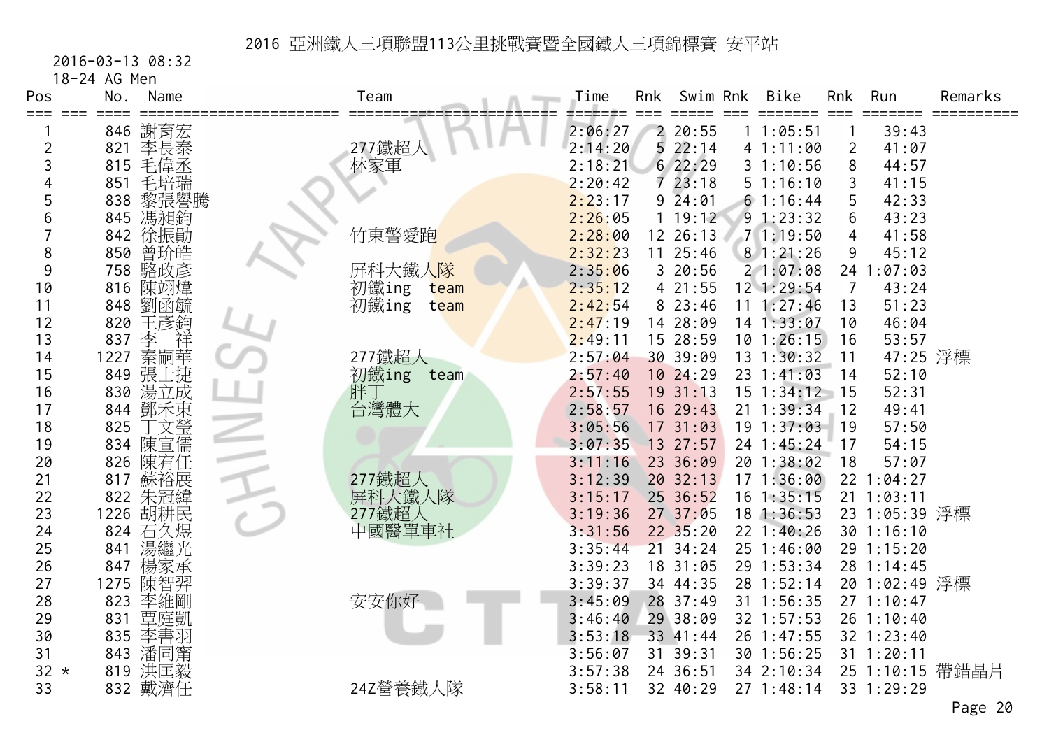# 2016 亞洲鐵人三項聯盟113公里挑戰賽暨全國鐵人三項錦標賽 安平站

2016-03-13 08:32

18-24 AG Men

| Pos | | No. | Name | Team | Time | Rnk | Swim | Rnk | Bike | Rnk | Run | Remarks |
|---|---|---|---|---|---|---|---|---|---|---|---|---|
| 1 | | 846 | 謝育宏 | | 2:06:27 | 2 | 20:55 | 1 | 1:05:51 | 1 | 39:43 | |
| 2 | | 821 | 李長泰 | 277鐵超人 | 2:14:20 | 5 | 22:14 | 4 | 1:11:00 | 2 | 41:07 | |
| 3 | | 815 | 毛偉丞 | 林家軍 | 2:18:21 | 6 | 22:29 | 3 | 1:10:56 | 8 | 44:57 | |
| 4 | | 851 | 毛培瑞 | | 2:20:42 | 7 | 23:18 | 5 | 1:16:10 | 3 | 41:15 | |
| 5 | | 838 | 黎張譽騰 | | 2:23:17 | 9 | 24:01 | 6 | 1:16:44 | 5 | 42:33 | |
| 6 | | 845 | 馮昶鈞 | | 2:26:05 | 1 | 19:12 | 9 | 1:23:32 | 6 | 43:23 | |
| 7 | | 842 | 徐振勛 | 竹東警愛跑 | 2:28:00 | 12 | 26:13 | 7 | 1:19:50 | 4 | 41:58 | |
| 8 | | 850 | 曾玠皓 | | 2:32:23 | 11 | 25:46 | 8 | 1:21:26 | 9 | 45:12 | |
| 9 | | 758 | 駱政彥 | 屏科大鐵人隊 | 2:35:06 | 3 | 20:56 | 2 | 1:07:08 | 24 | 1:07:03 | |
| 10 | | 816 | 陳翊煒 | 初鐵ing team | 2:35:12 | 4 | 21:55 | 12 | 1:29:54 | 7 | 43:24 | |
| 11 | | 848 | 劉函毓 | 初鐵ing team | 2:42:54 | 8 | 23:46 | 11 | 1:27:46 | 13 | 51:23 | |
| 12 | | 820 | 王彥鈞 | | 2:47:19 | 14 | 28:09 | 14 | 1:33:07 | 10 | 46:04 | |
| 13 | | 837 | 李 祥 | | 2:49:11 | 15 | 28:59 | 10 | 1:26:15 | 16 | 53:57 | |
| 14 | | 1227 | 秦嗣華 | 277鐵超人 | 2:57:04 | 30 | 39:09 | 13 | 1:30:32 | 11 | 47:25 | 浮標 |
| 15 | | 849 | 張士捷 | 初鐵ing team | 2:57:40 | 10 | 24:29 | 23 | 1:41:03 | 14 | 52:10 | |
| 16 | | 830 | 湯立成 | 胖丁 | 2:57:55 | 19 | 31:13 | 15 | 1:34:12 | 15 | 52:31 | |
| 17 | | 844 | 鄧禾東 | 台灣體大 | 2:58:57 | 16 | 29:43 | 21 | 1:39:34 | 12 | 49:41 | |
| 18 | | 825 | 丁文瑩 | | 3:05:56 | 17 | 31:03 | 19 | 1:37:03 | 19 | 57:50 | |
| 19 | | 834 | 陳宣儒 | | 3:07:35 | 13 | 27:57 | 24 | 1:45:24 | 17 | 54:15 | |
| 20 | | 826 | 陳宥任 | | 3:11:16 | 23 | 36:09 | 20 | 1:38:02 | 18 | 57:07 | |
| 21 | | 817 | 蘇裕展 | 277鐵超人 | 3:12:39 | 20 | 32:13 | 17 | 1:36:00 | 22 | 1:04:27 | |
| 22 | | 822 | 朱冠緯 | 屏科大鐵人隊 | 3:15:17 | 25 | 36:52 | 16 | 1:35:15 | 21 | 1:03:11 | |
| 23 | | 1226 | 胡耕民 | 277鐵超人 | 3:19:36 | 27 | 37:05 | 18 | 1:36:53 | 23 | 1:05:39 | 浮標 |
| 24 | | 824 | 石久煜 | 中國醫單車社 | 3:31:56 | 22 | 35:20 | 22 | 1:40:26 | 30 | 1:16:10 | |
| 25 | | 841 | 湯繼光 | | 3:35:44 | 21 | 34:24 | 25 | 1:46:00 | 29 | 1:15:20 | |
| 26 | | 847 | 楊家承 | | 3:39:23 | 18 | 31:05 | 29 | 1:53:34 | 28 | 1:14:45 | |
| 27 | | 1275 | 陳智羿 | | 3:39:37 | 34 | 44:35 | 28 | 1:52:14 | 20 | 1:02:49 | 浮標 |
| 28 | | 823 | 李維剛 | 安安你好 | 3:45:09 | 28 | 37:49 | 31 | 1:56:35 | 27 | 1:10:47 | |
| 29 | | 831 | 覃庭凱 | | 3:46:40 | 29 | 38:09 | 32 | 1:57:53 | 26 | 1:10:40 | |
| 30 | | 835 | 李書羽 | | 3:53:18 | 33 | 41:44 | 26 | 1:47:55 | 32 | 1:23:40 | |
| 31 | | 843 | 潘同甯 | | 3:56:07 | 31 | 39:31 | 30 | 1:56:25 | 31 | 1:20:11 | |
| 32 | * | 819 | 洪匡毅 | | 3:57:38 | 24 | 36:51 | 34 | 2:10:34 | 25 | 1:10:15 | 帶錯晶片 |
| 33 | | 832 | 戴濟任 | 24Z營養鐵人隊 | 3:58:11 | 32 | 40:29 | 27 | 1:48:14 | 33 | 1:29:29 | |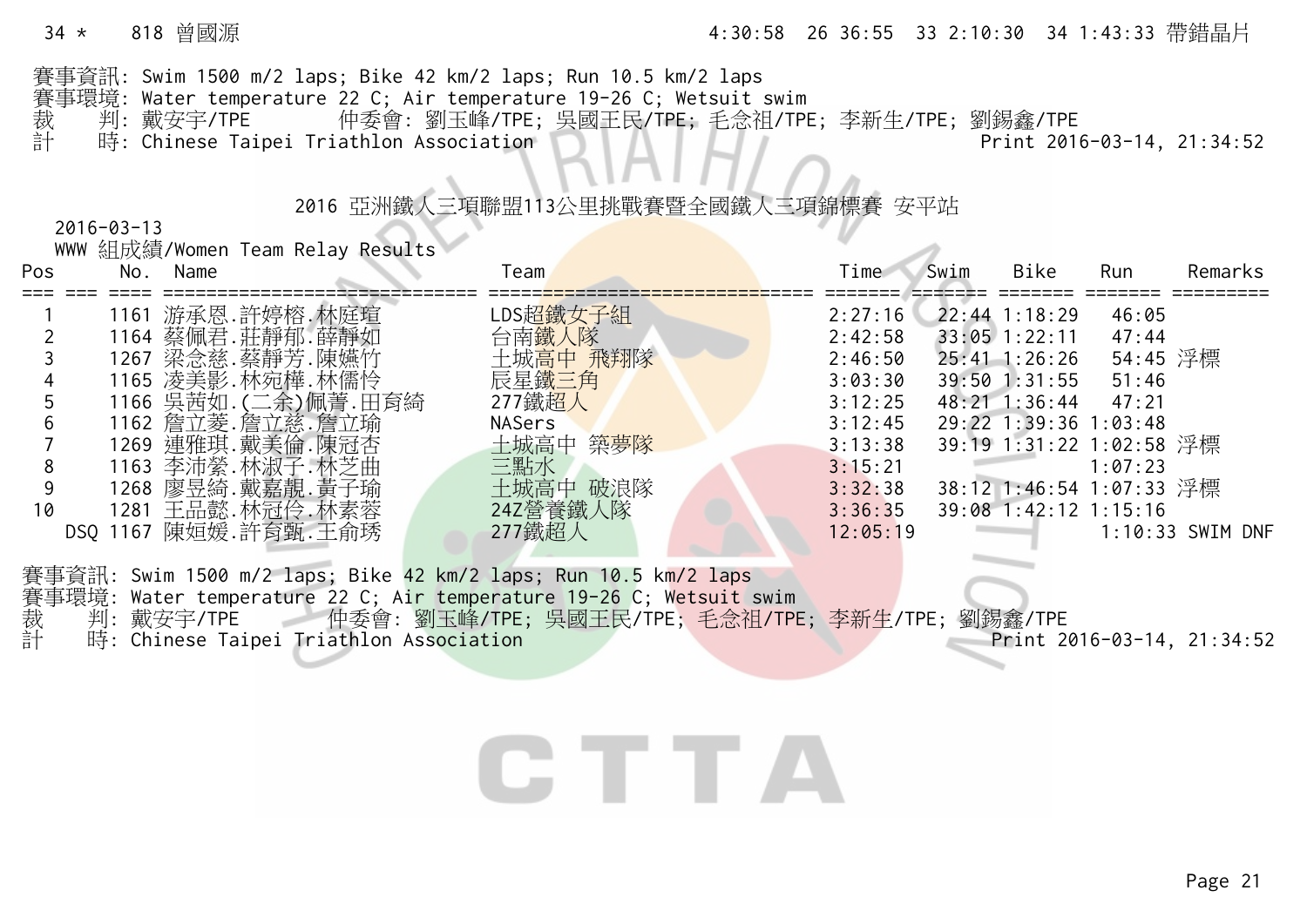| 34 * | 818 曾國源 | | 4:30:58 | 26 36:55 | 33 2:10:30 | 34 1:43:33 | 帶錯晶片 |
|---|---|---|---|---|---|---|---|

賽事資訊: Swim 1500 m/2 laps; Bike 42 km/2 laps; Run 10.5 km/2 laps
賽事環境: Water temperature 22 C; Air temperature 19-26 C; Wetsuit swim
裁　判: 戴安宇/TPE　　　仲委會: 劉玉峰/TPE; 吳國王民/TPE; 毛念祖/TPE; 李新生/TPE; 劉錫鑫/TPE
計　時: Chinese Taipei Triathlon Association　　　Print 2016-03-14, 21:34:52

## 2016 亞洲鐵人三項聯盟113公里挑戰賽暨全國鐵人三項錦標賽 安平站

2016-03-13
WWW 組成績/Women Team Relay Results

| Pos | No. | Name | Team | Time | Swim | Bike | Run | Remarks |
|---|---|---|---|---|---|---|---|---|
| 1 | 1161 | 游承恩.許婷榕.林庭瑄 | LDS超鐵女子組 | 2:27:16 | 22:44 | 1:18:29 | 46:05 | |
| 2 | 1164 | 蔡佩君.莊靜郁.薛靜如 | 台南鐵人隊 | 2:42:58 | 33:05 | 1:22:11 | 47:44 | |
| 3 | 1267 | 梁念慈.蔡靜芳.陳嫵竹 | 土城高中 飛翔隊 | 2:46:50 | 25:41 | 1:26:26 | 54:45 | 浮標 |
| 4 | 1165 | 凌美影.林宛樺.林儒伶 | 辰星鐵三角 | 3:03:30 | 39:50 | 1:31:55 | 51:46 | |
| 5 | 1166 | 吳茜如.(二余)佩菁.田育綺 | 277鐵超人 | 3:12:25 | 48:21 | 1:36:44 | 47:21 | |
| 6 | 1162 | 詹立菱.詹立慈.詹立瑜 | NASers | 3:12:45 | 29:22 | 1:39:36 | 1:03:48 | |
| 7 | 1269 | 連雅琪.戴美倫.陳冠杏 | 土城高中 築夢隊 | 3:13:38 | 39:19 | 1:31:22 | 1:02:58 | 浮標 |
| 8 | 1163 | 李沛縈.林淑子.林芝曲 | 三點水 | 3:15:21 | | | 1:07:23 | |
| 9 | 1268 | 廖昱綺.戴嘉靚.黃子瑜 | 土城高中 破浪隊 | 3:32:38 | 38:12 | 1:46:54 | 1:07:33 | 浮標 |
| 10 | 1281 | 王品懿.林冠伶.林素蓉 | 24Z營養鐵人隊 | 3:36:35 | 39:08 | 1:42:12 | 1:15:16 | |
| DSQ | 1167 | 陳姮媛.許育甄.王俞琇 | 277鐵超人 | 12:05:19 | | | 1:10:33 | SWIM DNF |

賽事資訊: Swim 1500 m/2 laps; Bike 42 km/2 laps; Run 10.5 km/2 laps
賽事環境: Water temperature 22 C; Air temperature 19-26 C; Wetsuit swim
裁　判: 戴安宇/TPE　　　仲委會: 劉玉峰/TPE; 吳國王民/TPE; 毛念祖/TPE; 李新生/TPE; 劉錫鑫/TPE
計　時: Chinese Taipei Triathlon Association　　　Print 2016-03-14, 21:34:52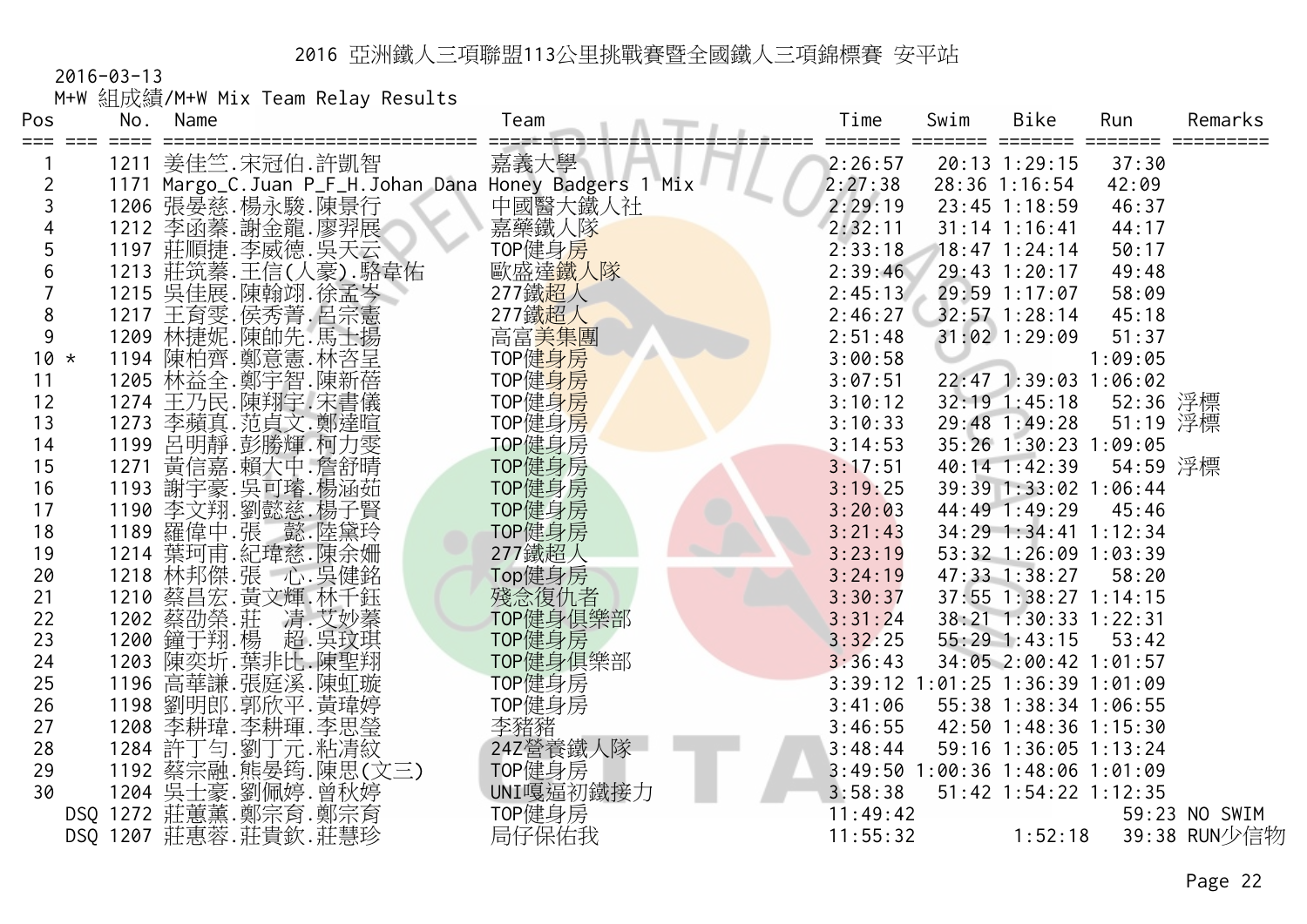# 2016 亞洲鐵人三項聯盟113公里挑戰賽暨全國鐵人三項錦標賽 安平站

2016-03-13

M+W 組成績/M+W Mix Team Relay Results

| Pos | | No. | Name | Team | Time | Swim | Bike | Run | Remarks |
|---|---|---|---|---|---|---|---|---|---|
| 1 | | 1211 | 姜佳竺.宋冠伯.許凱智 | 嘉義大學 | 2:26:57 | 20:13 | 1:29:15 | 37:30 | |
| 2 | | 1171 | Margo_C.Juan P_F_H.Johan Dana | Honey Badgers 1 Mix | 2:27:38 | 28:36 | 1:16:54 | 42:09 | |
| 3 | | 1206 | 張晏慈.楊永駿.陳景行 | 中國醫大鐵人社 | 2:29:19 | 23:45 | 1:18:59 | 46:37 | |
| 4 | | 1212 | 李函蓁.謝金龍.廖羿展 | 嘉藥鐵人隊 | 2:32:11 | 31:14 | 1:16:41 | 44:17 | |
| 5 | | 1197 | 莊順捷.李威德.吳天云 | TOP健身房 | 2:33:18 | 18:47 | 1:24:14 | 50:17 | |
| 6 | | 1213 | 莊筑蓁.王信(人豪).駱韋佑 | 歐盛達鐵人隊 | 2:39:46 | 29:43 | 1:20:17 | 49:48 | |
| 7 | | 1215 | 吳佳展.陳翰翊.徐孟岑 | 277鐵超人 | 2:45:13 | 29:59 | 1:17:07 | 58:09 | |
| 8 | | 1217 | 王育雯.侯秀菁.呂宗憲 | 277鐵超人 | 2:46:27 | 32:57 | 1:28:14 | 45:18 | |
| 9 | | 1209 | 林捷妮.陳帥先.馬士揚 | 高富美集團 | 2:51:48 | 31:02 | 1:29:09 | 51:37 | |
| 10 | * | 1194 | 陳柏齊.鄭意憲.林杏呈 | TOP健身房 | 3:00:58 | | | 1:09:05 | |
| 11 | | 1205 | 林益全.鄭宇智.陳新蓓 | TOP健身房 | 3:07:51 | 22:47 | 1:39:03 | 1:06:02 | |
| 12 | | 1274 | 王乃民.陳翔宇.宋書儀 | TOP健身房 | 3:10:12 | 32:19 | 1:45:18 | 52:36 | 浮標 |
| 13 | | 1273 | 李蘋真.范貞文.鄭達暄 | TOP健身房 | 3:10:33 | 29:48 | 1:49:28 | 51:19 | 浮標 |
| 14 | | 1199 | 呂明靜.彭勝輝.柯力雯 | TOP健身房 | 3:14:53 | 35:26 | 1:30:23 | 1:09:05 | |
| 15 | | 1271 | 黃信嘉.賴大中.詹舒晴 | TOP健身房 | 3:17:51 | 40:14 | 1:42:39 | 54:59 | 浮標 |
| 16 | | 1193 | 謝宇豪.吳可璿.楊涵茹 | TOP健身房 | 3:19:25 | 39:39 | 1:33:02 | 1:06:44 | |
| 17 | | 1190 | 李文翔.劉懿慈.楊子賢 | TOP健身房 | 3:20:03 | 44:49 | 1:49:29 | 45:46 | |
| 18 | | 1189 | 羅偉中.張　懿.陸黛玲 | TOP健身房 | 3:21:43 | 34:29 | 1:34:41 | 1:12:34 | |
| 19 | | 1214 | 葉珂甫.紀瑋慈.陳余姍 | 277鐵超人 | 3:23:19 | 53:32 | 1:26:09 | 1:03:39 | |
| 20 | | 1218 | 林邦傑.張　心.吳健銘 | Top健身房 | 3:24:19 | 47:33 | 1:38:27 | 58:20 | |
| 21 | | 1210 | 蔡昌宏.黃文輝.林千鈺 | 殘念復仇者 | 3:30:37 | 37:55 | 1:38:27 | 1:14:15 | |
| 22 | | 1202 | 蔡劭榮.莊　清.艾妙蓁 | TOP健身俱樂部 | 3:31:24 | 38:21 | 1:30:33 | 1:22:31 | |
| 23 | | 1200 | 鐘于翔.楊　超.吳玟琪 | TOP健身房 | 3:32:25 | 55:29 | 1:43:15 | 53:42 | |
| 24 | | 1203 | 陳奕圻.葉非比.陳聖翔 | TOP健身俱樂部 | 3:36:43 | 34:05 | 2:00:42 | 1:01:57 | |
| 25 | | 1196 | 高華謙.張庭溪.陳虹璇 | TOP健身房 | 3:39:12 | 1:01:25 | 1:36:39 | 1:01:09 | |
| 26 | | 1198 | 劉明郎.郭欣平.黃瑋婷 | TOP健身房 | 3:41:06 | 55:38 | 1:38:34 | 1:06:55 | |
| 27 | | 1208 | 李耕瑋.李耕�History.李思瑩 | 李豬豬 | 3:46:55 | 42:50 | 1:48:36 | 1:15:30 | |
| 28 | | 1284 | 許丁勻.劉丁元.粘清紋 | 24Z營養鐵人隊 | 3:48:44 | 59:16 | 1:36:05 | 1:13:24 | |
| 29 | | 1192 | 蔡宗融.熊晏筠.陳思(文三) | TOP健身房 | 3:49:50 | 1:00:36 | 1:48:06 | 1:01:09 | |
| 30 | | 1204 | 吳士豪.劉佩婷.曾秋婷 | UNI嘎逗初鐵接力 | 3:58:38 | 51:42 | 1:54:22 | 1:12:35 | |
| | DSQ | 1272 | 莊蕙薰.鄭宗育.鄭宗育 | TOP健身房 | 11:49:42 | | | 59:23 | NO SWIM |
| | DSQ | 1207 | 莊惠蓉.莊貴欽.莊慧珍 | 局仔保佑我 | 11:55:32 | | 1:52:18 | 39:38 | RUN少信物 |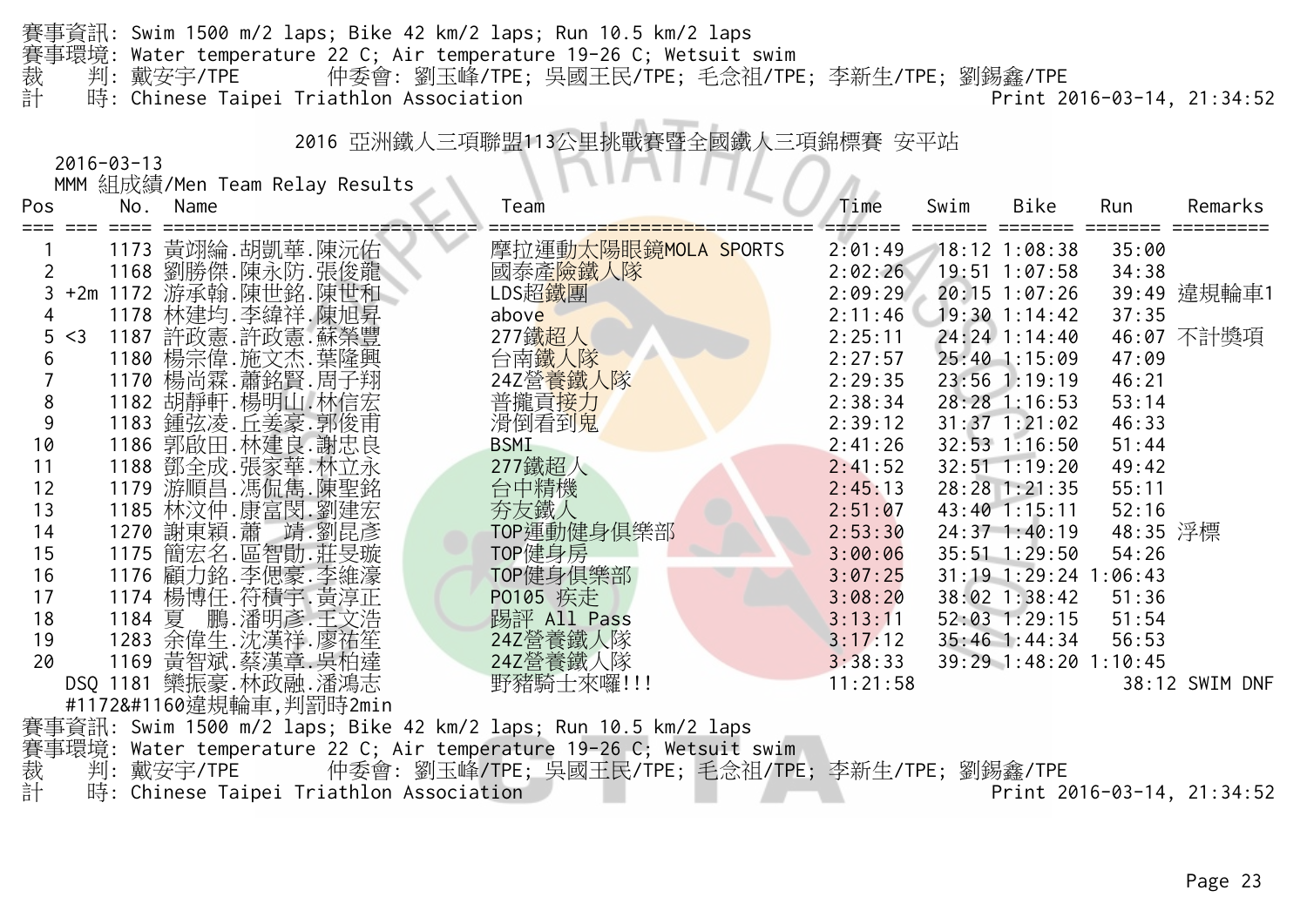賽事資訊: Swim 1500 m/2 laps; Bike 42 km/2 laps; Run 10.5 km/2 laps
賽事環境: Water temperature 22 C; Air temperature 19-26 C; Wetsuit swim
裁　　判: 戴安宇/TPE　　　仲委會: 劉玉峰/TPE; 吳國王民/TPE; 毛念祖/TPE; 李新生/TPE; 劉錫鑫/TPE
計　　時: Chinese Taipei Triathlon Association　　　Print 2016-03-14, 21:34:52

# 2016 亞洲鐵人三項聯盟113公里挑戰賽暨全國鐵人三項錦標賽 安平站

2016-03-13

MMM 組成績/Men Team Relay Results

| Pos | | No. | Name | Team | Time | Swim | Bike | Run | Remarks |
|---|---|---|---|---|---|---|---|---|---|
| 1 | | 1173 | 黃翊綸.胡凱華.陳沅佑 | 摩拉運動太陽眼鏡MOLA SPORTS | 2:01:49 | 18:12 | 1:08:38 | 35:00 | |
| 2 | | 1168 | 劉勝傑.陳永防.張俊龍 | 國泰產險鐵人隊 | 2:02:26 | 19:51 | 1:07:58 | 34:38 | |
| 3 | +2m | 1172 | 游承翰.陳世銘.陳世和 | LDS超鐵團 | 2:09:29 | 20:15 | 1:07:26 | 39:49 | 違規輪車1 |
| 4 | | 1178 | 林建均.李緯祥.陳旭昇 | above | 2:11:46 | 19:30 | 1:14:42 | 37:35 | |
| 5 | <3 | 1187 | 許政憲.許政憲.蘇榮豐 | 277鐵超人 | 2:25:11 | 24:24 | 1:14:40 | 46:07 | 不計獎項 |
| 6 | | 1180 | 楊宗偉.施文杰.葉隆興 | 台南鐵人隊 | 2:27:57 | 25:40 | 1:15:09 | 47:09 | |
| 7 | | 1170 | 楊尚霖.蕭銘賢.周子翔 | 24Z營養鐵人隊 | 2:29:35 | 23:56 | 1:19:19 | 46:21 | |
| 8 | | 1182 | 胡靜軒.楊明山.林信宏 | 普攏貢接力 | 2:38:34 | 28:28 | 1:16:53 | 53:14 | |
| 9 | | 1183 | 鍾弦凌.丘姜豪.郭俊甫 | 滑倒看到鬼 | 2:39:12 | 31:37 | 1:21:02 | 46:33 | |
| 10 | | 1186 | 郭啟田.林建良.謝忠良 | BSMI | 2:41:26 | 32:53 | 1:16:50 | 51:44 | |
| 11 | | 1188 | 鄧全成.張家華.林立永 | 277鐵超人 | 2:41:52 | 32:51 | 1:19:20 | 49:42 | |
| 12 | | 1179 | 游順昌.馮侃雋.陳聖銘 | 台中精機 | 2:45:13 | 28:28 | 1:21:35 | 55:11 | |
| 13 | | 1185 | 林汶仲.康富閔.劉建宏 | 夯友鐵人 | 2:51:07 | 43:40 | 1:15:11 | 52:16 | |
| 14 | | 1270 | 謝東穎.蕭　靖.劉昆彥 | TOP運動健身俱樂部 | 2:53:30 | 24:37 | 1:40:19 | 48:35 | 浮標 |
| 15 | | 1175 | 簡宏名.區智勛.莊旻璇 | TOP健身房 | 3:00:06 | 35:51 | 1:29:50 | 54:26 | |
| 16 | | 1176 | 顧力銘.李偲豪.李維濠 | TOP健身俱樂部 | 3:07:25 | 31:19 | 1:29:24 | 1:06:43 | |
| 17 | | 1174 | 楊博任.符積宇.黃淳正 | PO105 疾走 | 3:08:20 | 38:02 | 1:38:42 | 51:36 | |
| 18 | | 1184 | 夏　鵬.潘明彥.王文浩 | 踢評 All Pass | 3:13:11 | 52:03 | 1:29:15 | 51:54 | |
| 19 | | 1283 | 余偉生.沈漢祥.廖祐筆 | 24Z營養鐵人隊 | 3:17:12 | 35:46 | 1:44:34 | 56:53 | |
| 20 | | 1169 | 黃智斌.蔡漢章.吳柏達 | 24Z營養鐵人隊 | 3:38:33 | 39:29 | 1:48:20 | 1:10:45 | |
| DSQ | | 1181 | 欒振豪.林政融.潘鴻志 | 野豬騎士來囉!!! | 11:21:58 | | | 38:12 | SWIM DNF |

#1172&#1160違規輪車,判罰時2min

賽事資訊: Swim 1500 m/2 laps; Bike 42 km/2 laps; Run 10.5 km/2 laps
賽事環境: Water temperature 22 C; Air temperature 19-26 C; Wetsuit swim
裁　　判: 戴安宇/TPE　　　仲委會: 劉玉峰/TPE; 吳國王民/TPE; 毛念祖/TPE; 李新生/TPE; 劉錫鑫/TPE
計　　時: Chinese Taipei Triathlon Association　　　Print 2016-03-14, 21:34:52